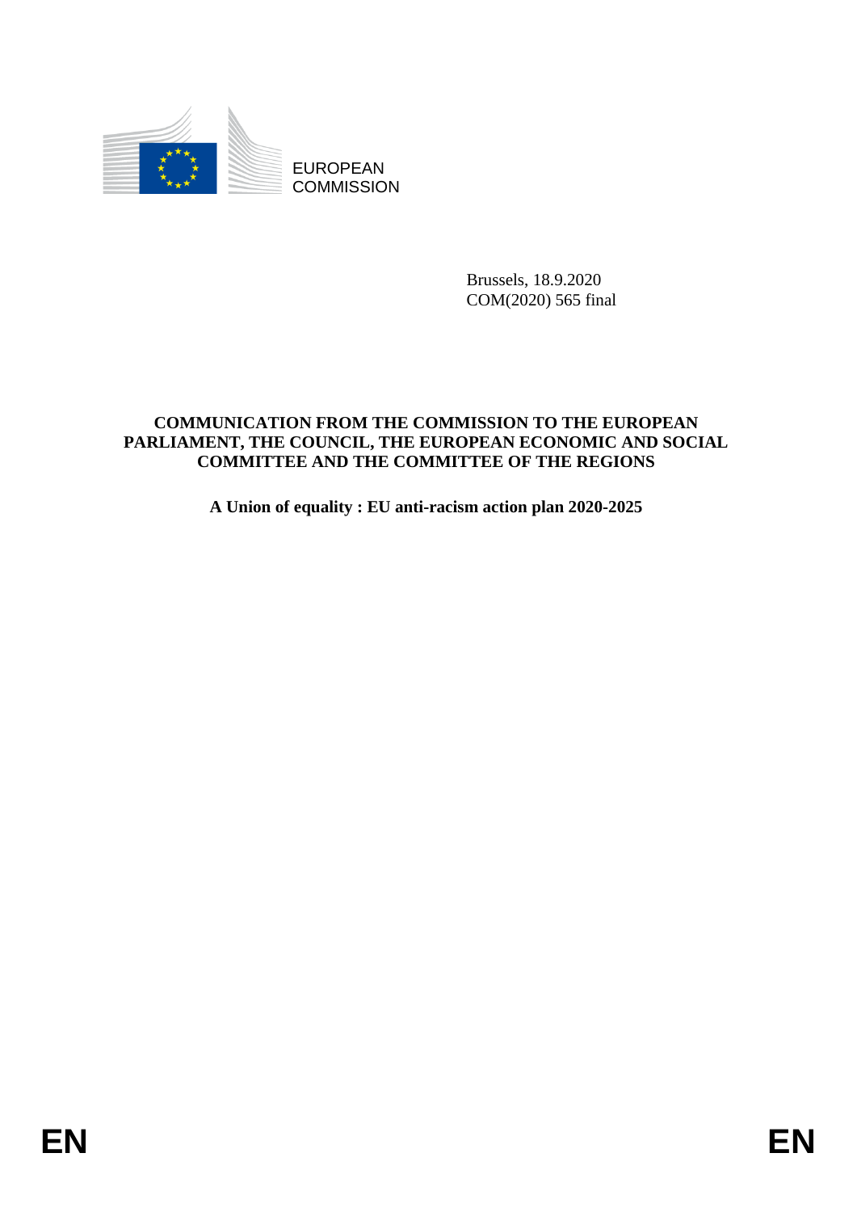EUROPEAN
COMMISSION

Brussels, 18.9.2020
COM(2020) 565 final

**COMMUNICATION FROM THE COMMISSION TO THE EUROPEAN PARLIAMENT, THE COUNCIL, THE EUROPEAN ECONOMIC AND SOCIAL COMMITTEE AND THE COMMITTEE OF THE REGIONS**

**A Union of equality : EU anti-racism action plan 2020-2025**

EN EN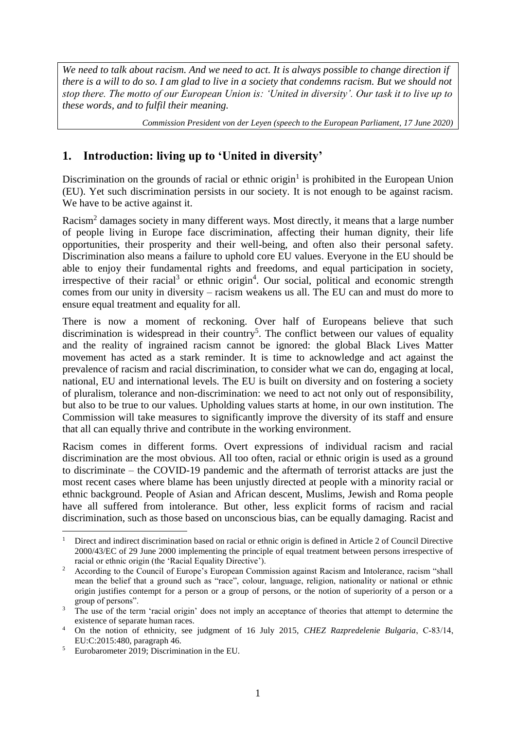*We need to talk about racism. And we need to act. It is always possible to change direction if there is a will to do so. I am glad to live in a society that condemns racism. But we should not stop there. The motto of our European Union is: 'United in diversity'. Our task it to live up to these words, and to fulfil their meaning.*

*Commission President von der Leyen (speech to the European Parliament, 17 June 2020)*

## 1. Introduction: living up to 'United in diversity'

Discrimination on the grounds of racial or ethnic origin[1] is prohibited in the European Union (EU). Yet such discrimination persists in our society. It is not enough to be against racism. We have to be active against it.

Racism[2] damages society in many different ways. Most directly, it means that a large number of people living in Europe face discrimination, affecting their human dignity, their life opportunities, their prosperity and their well-being, and often also their personal safety. Discrimination also means a failure to uphold core EU values. Everyone in the EU should be able to enjoy their fundamental rights and freedoms, and equal participation in society, irrespective of their racial[3] or ethnic origin[4]. Our social, political and economic strength comes from our unity in diversity – racism weakens us all. The EU can and must do more to ensure equal treatment and equality for all.

There is now a moment of reckoning. Over half of Europeans believe that such discrimination is widespread in their country[5]. The conflict between our values of equality and the reality of ingrained racism cannot be ignored: the global Black Lives Matter movement has acted as a stark reminder. It is time to acknowledge and act against the prevalence of racism and racial discrimination, to consider what we can do, engaging at local, national, EU and international levels. The EU is built on diversity and on fostering a society of pluralism, tolerance and non-discrimination: we need to act not only out of responsibility, but also to be true to our values. Upholding values starts at home, in our own institution. The Commission will take measures to significantly improve the diversity of its staff and ensure that all can equally thrive and contribute in the working environment.

Racism comes in different forms. Overt expressions of individual racism and racial discrimination are the most obvious. All too often, racial or ethnic origin is used as a ground to discriminate – the COVID-19 pandemic and the aftermath of terrorist attacks are just the most recent cases where blame has been unjustly directed at people with a minority racial or ethnic background. People of Asian and African descent, Muslims, Jewish and Roma people have all suffered from intolerance. But other, less explicit forms of racism and racial discrimination, such as those based on unconscious bias, can be equally damaging. Racist and

---

[1] Direct and indirect discrimination based on racial or ethnic origin is defined in Article 2 of Council Directive 2000/43/EC of 29 June 2000 implementing the principle of equal treatment between persons irrespective of racial or ethnic origin (the 'Racial Equality Directive').

[2] According to the Council of Europe's European Commission against Racism and Intolerance, racism "shall mean the belief that a ground such as "race", colour, language, religion, nationality or national or ethnic origin justifies contempt for a person or a group of persons, or the notion of superiority of a person or a group of persons".

[3] The use of the term 'racial origin' does not imply an acceptance of theories that attempt to determine the existence of separate human races.

[4] On the notion of ethnicity, see judgment of 16 July 2015, *CHEZ Razpredelenie Bulgaria*, C-83/14, EU:C:2015:480, paragraph 46.

[5] Eurobarometer 2019; Discrimination in the EU.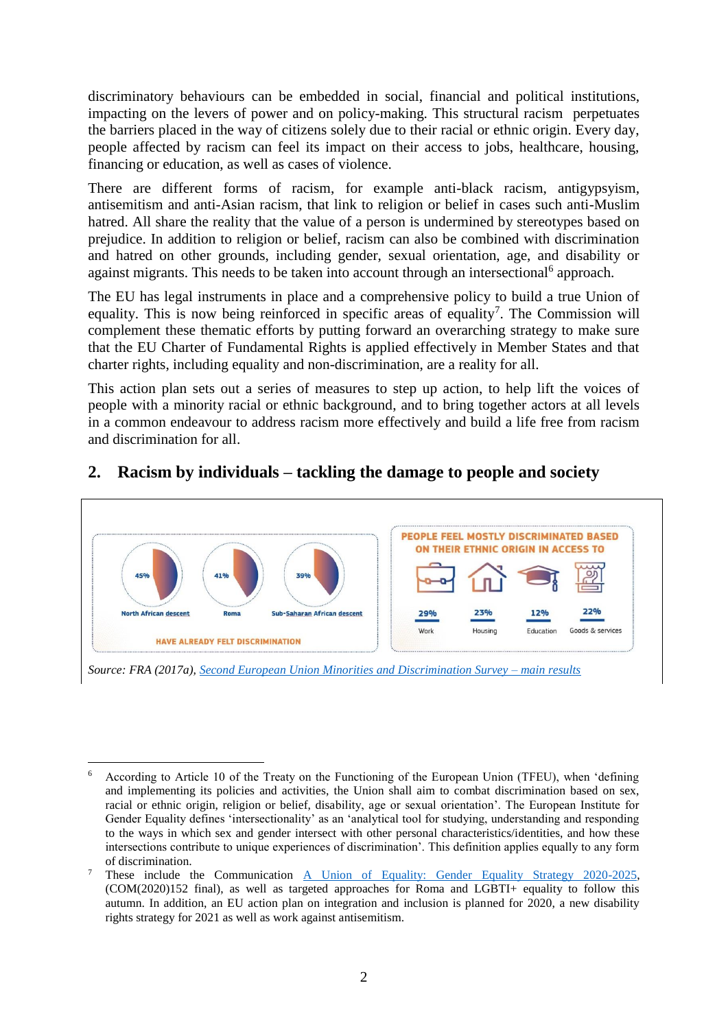discriminatory behaviours can be embedded in social, financial and political institutions, impacting on the levers of power and on policy-making. This structural racism perpetuates the barriers placed in the way of citizens solely due to their racial or ethnic origin. Every day, people affected by racism can feel its impact on their access to jobs, healthcare, housing, financing or education, as well as cases of violence.

There are different forms of racism, for example anti-black racism, antigypsyism, antisemitism and anti-Asian racism, that link to religion or belief in cases such anti-Muslim hatred. All share the reality that the value of a person is undermined by stereotypes based on prejudice. In addition to religion or belief, racism can also be combined with discrimination and hatred on other grounds, including gender, sexual orientation, age, and disability or against migrants. This needs to be taken into account through an intersectional[6] approach.

The EU has legal instruments in place and a comprehensive policy to build a true Union of equality. This is now being reinforced in specific areas of equality[7]. The Commission will complement these thematic efforts by putting forward an overarching strategy to make sure that the EU Charter of Fundamental Rights is applied effectively in Member States and that charter rights, including equality and non-discrimination, are a reality for all.

This action plan sets out a series of measures to step up action, to help lift the voices of people with a minority racial or ethnic background, and to bring together actors at all levels in a common endeavour to address racism more effectively and build a life free from racism and discrimination for all.

## 2. Racism by individuals – tackling the damage to people and society

**HAVE ALREADY FELT DISCRIMINATION**

| North African descent | Roma | Sub-Saharan African descent |
|---|---|---|
| 45% | 41% | 39% |

**PEOPLE FEEL MOSTLY DISCRIMINATED BASED ON THEIR ETHNIC ORIGIN IN ACCESS TO**

| Work | Housing | Education | Goods & services |
|---|---|---|---|
| 29% | 23% | 12% | 22% |

*Source: FRA (2017a), Second European Union Minorities and Discrimination Survey – main results*

---

[6] According to Article 10 of the Treaty on the Functioning of the European Union (TFEU), when 'defining and implementing its policies and activities, the Union shall aim to combat discrimination based on sex, racial or ethnic origin, religion or belief, disability, age or sexual orientation'. The European Institute for Gender Equality defines 'intersectionality' as an 'analytical tool for studying, understanding and responding to the ways in which sex and gender intersect with other personal characteristics/identities, and how these intersections contribute to unique experiences of discrimination'. This definition applies equally to any form of discrimination.

[7] These include the Communication A Union of Equality: Gender Equality Strategy 2020-2025, (COM(2020)152 final), as well as targeted approaches for Roma and LGBTI+ equality to follow this autumn. In addition, an EU action plan on integration and inclusion is planned for 2020, a new disability rights strategy for 2021 as well as work against antisemitism.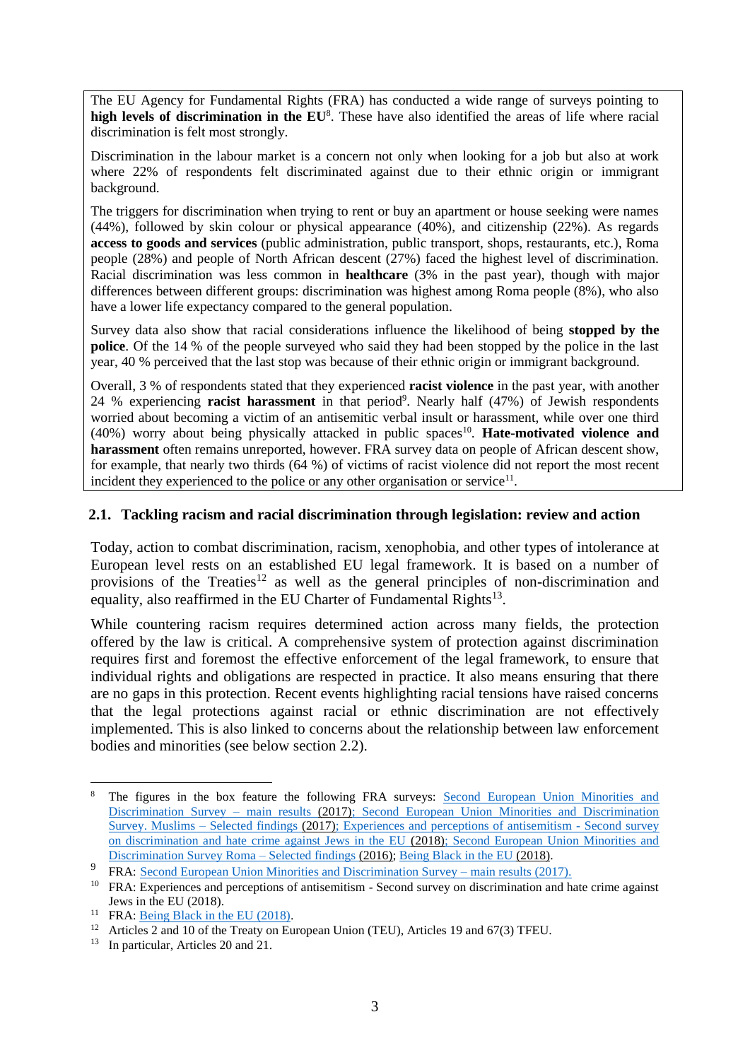The EU Agency for Fundamental Rights (FRA) has conducted a wide range of surveys pointing to **high levels of discrimination in the EU**[8]. These have also identified the areas of life where racial discrimination is felt most strongly.

Discrimination in the labour market is a concern not only when looking for a job but also at work where 22% of respondents felt discriminated against due to their ethnic origin or immigrant background.

The triggers for discrimination when trying to rent or buy an apartment or house seeking were names (44%), followed by skin colour or physical appearance (40%), and citizenship (22%). As regards **access to goods and services** (public administration, public transport, shops, restaurants, etc.), Roma people (28%) and people of North African descent (27%) faced the highest level of discrimination. Racial discrimination was less common in **healthcare** (3% in the past year), though with major differences between different groups: discrimination was highest among Roma people (8%), who also have a lower life expectancy compared to the general population.

Survey data also show that racial considerations influence the likelihood of being **stopped by the police**. Of the 14 % of the people surveyed who said they had been stopped by the police in the last year, 40 % perceived that the last stop was because of their ethnic origin or immigrant background.

Overall, 3 % of respondents stated that they experienced **racist violence** in the past year, with another 24 % experiencing **racist harassment** in that period[9]. Nearly half (47%) of Jewish respondents worried about becoming a victim of an antisemitic verbal insult or harassment, while over one third (40%) worry about being physically attacked in public spaces[10]. **Hate-motivated violence and harassment** often remains unreported, however. FRA survey data on people of African descent show, for example, that nearly two thirds (64 %) of victims of racist violence did not report the most recent incident they experienced to the police or any other organisation or service[11].

## 2.1. Tackling racism and racial discrimination through legislation: review and action

Today, action to combat discrimination, racism, xenophobia, and other types of intolerance at European level rests on an established EU legal framework. It is based on a number of provisions of the Treaties[12] as well as the general principles of non-discrimination and equality, also reaffirmed in the EU Charter of Fundamental Rights[13].

While countering racism requires determined action across many fields, the protection offered by the law is critical. A comprehensive system of protection against discrimination requires first and foremost the effective enforcement of the legal framework, to ensure that individual rights and obligations are respected in practice. It also means ensuring that there are no gaps in this protection. Recent events highlighting racial tensions have raised concerns that the legal protections against racial or ethnic discrimination are not effectively implemented. This is also linked to concerns about the relationship between law enforcement bodies and minorities (see below section 2.2).

---

[8] The figures in the box feature the following FRA surveys: Second European Union Minorities and Discrimination Survey – main results (2017); Second European Union Minorities and Discrimination Survey. Muslims – Selected findings (2017); Experiences and perceptions of antisemitism - Second survey on discrimination and hate crime against Jews in the EU (2018); Second European Union Minorities and Discrimination Survey Roma – Selected findings (2016); Being Black in the EU (2018).

[9] FRA: Second European Union Minorities and Discrimination Survey – main results (2017).

[10] FRA: Experiences and perceptions of antisemitism - Second survey on discrimination and hate crime against Jews in the EU (2018).

[11] FRA: Being Black in the EU (2018).

[12] Articles 2 and 10 of the Treaty on European Union (TEU), Articles 19 and 67(3) TFEU.

[13] In particular, Articles 20 and 21.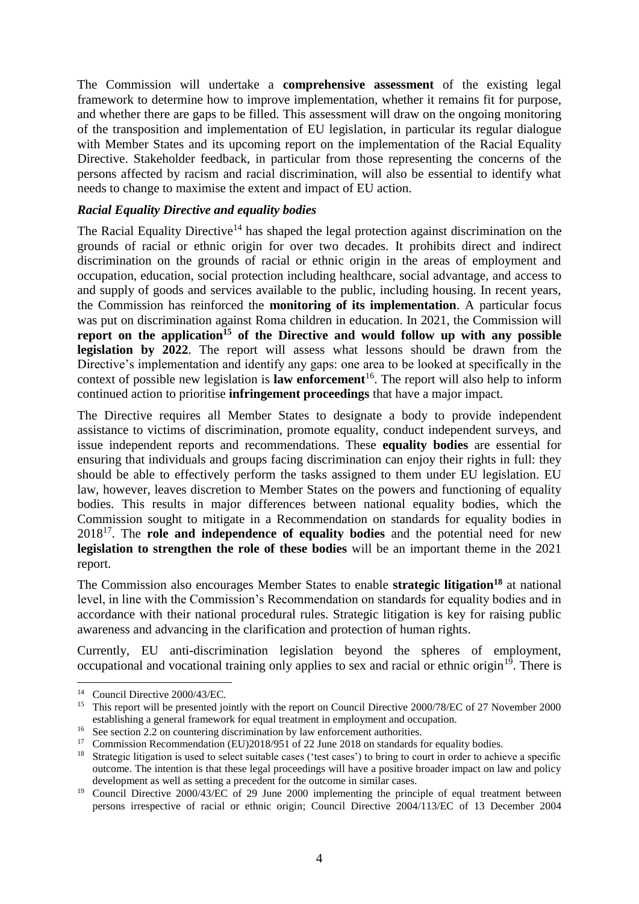The Commission will undertake a **comprehensive assessment** of the existing legal framework to determine how to improve implementation, whether it remains fit for purpose, and whether there are gaps to be filled. This assessment will draw on the ongoing monitoring of the transposition and implementation of EU legislation, in particular its regular dialogue with Member States and its upcoming report on the implementation of the Racial Equality Directive. Stakeholder feedback, in particular from those representing the concerns of the persons affected by racism and racial discrimination, will also be essential to identify what needs to change to maximise the extent and impact of EU action.

### *Racial Equality Directive and equality bodies*

The Racial Equality Directive[14] has shaped the legal protection against discrimination on the grounds of racial or ethnic origin for over two decades. It prohibits direct and indirect discrimination on the grounds of racial or ethnic origin in the areas of employment and occupation, education, social protection including healthcare, social advantage, and access to and supply of goods and services available to the public, including housing. In recent years, the Commission has reinforced the **monitoring of its implementation**. A particular focus was put on discrimination against Roma children in education. In 2021, the Commission will **report on the application[15] of the Directive and would follow up with any possible legislation by 2022**. The report will assess what lessons should be drawn from the Directive's implementation and identify any gaps: one area to be looked at specifically in the context of possible new legislation is **law enforcement**[16]. The report will also help to inform continued action to prioritise **infringement proceedings** that have a major impact.

The Directive requires all Member States to designate a body to provide independent assistance to victims of discrimination, promote equality, conduct independent surveys, and issue independent reports and recommendations. These **equality bodies** are essential for ensuring that individuals and groups facing discrimination can enjoy their rights in full: they should be able to effectively perform the tasks assigned to them under EU legislation. EU law, however, leaves discretion to Member States on the powers and functioning of equality bodies. This results in major differences between national equality bodies, which the Commission sought to mitigate in a Recommendation on standards for equality bodies in 2018[17]. The **role and independence of equality bodies** and the potential need for new **legislation to strengthen the role of these bodies** will be an important theme in the 2021 report.

The Commission also encourages Member States to enable **strategic litigation[18]** at national level, in line with the Commission's Recommendation on standards for equality bodies and in accordance with their national procedural rules. Strategic litigation is key for raising public awareness and advancing in the clarification and protection of human rights.

Currently, EU anti-discrimination legislation beyond the spheres of employment, occupational and vocational training only applies to sex and racial or ethnic origin[19]. There is

---

[14] Council Directive 2000/43/EC.

[15] This report will be presented jointly with the report on Council Directive 2000/78/EC of 27 November 2000 establishing a general framework for equal treatment in employment and occupation.

[16] See section 2.2 on countering discrimination by law enforcement authorities.

[17] Commission Recommendation (EU)2018/951 of 22 June 2018 on standards for equality bodies.

[18] Strategic litigation is used to select suitable cases ('test cases') to bring to court in order to achieve a specific outcome. The intention is that these legal proceedings will have a positive broader impact on law and policy development as well as setting a precedent for the outcome in similar cases.

[19] Council Directive 2000/43/EC of 29 June 2000 implementing the principle of equal treatment between persons irrespective of racial or ethnic origin; Council Directive 2004/113/EC of 13 December 2004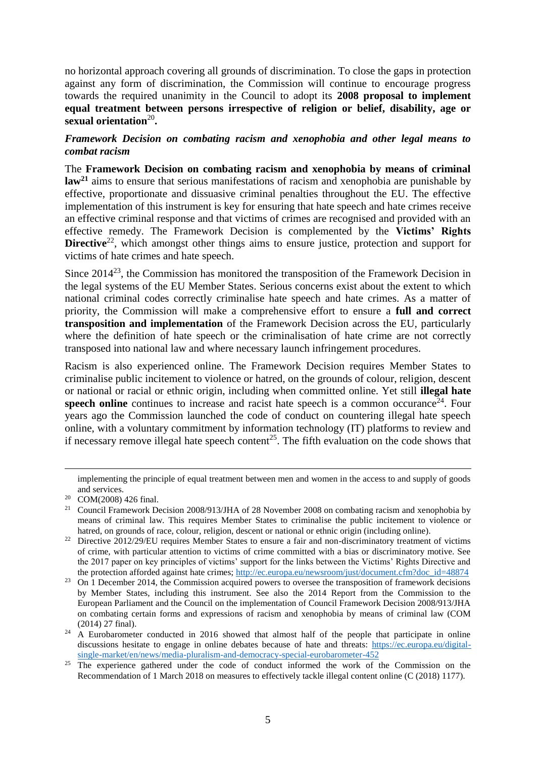no horizontal approach covering all grounds of discrimination. To close the gaps in protection against any form of discrimination, the Commission will continue to encourage progress towards the required unanimity in the Council to adopt its **2008 proposal to implement equal treatment between persons irrespective of religion or belief, disability, age or sexual orientation**[20]**.**

***Framework Decision on combating racism and xenophobia and other legal means to combat racism***

The **Framework Decision on combating racism and xenophobia by means of criminal law**[21] aims to ensure that serious manifestations of racism and xenophobia are punishable by effective, proportionate and dissuasive criminal penalties throughout the EU. The effective implementation of this instrument is key for ensuring that hate speech and hate crimes receive an effective criminal response and that victims of crimes are recognised and provided with an effective remedy. The Framework Decision is complemented by the **Victims' Rights Directive**[22], which amongst other things aims to ensure justice, protection and support for victims of hate crimes and hate speech.

Since 2014[23], the Commission has monitored the transposition of the Framework Decision in the legal systems of the EU Member States. Serious concerns exist about the extent to which national criminal codes correctly criminalise hate speech and hate crimes. As a matter of priority, the Commission will make a comprehensive effort to ensure a **full and correct transposition and implementation** of the Framework Decision across the EU, particularly where the definition of hate speech or the criminalisation of hate crime are not correctly transposed into national law and where necessary launch infringement procedures.

Racism is also experienced online. The Framework Decision requires Member States to criminalise public incitement to violence or hatred, on the grounds of colour, religion, descent or national or racial or ethnic origin, including when committed online. Yet still **illegal hate speech online** continues to increase and racist hate speech is a common occurance[24]. Four years ago the Commission launched the code of conduct on countering illegal hate speech online, with a voluntary commitment by information technology (IT) platforms to review and if necessary remove illegal hate speech content[25]. The fifth evaluation on the code shows that

---

implementing the principle of equal treatment between men and women in the access to and supply of goods and services.

[20] COM(2008) 426 final.

[21] Council Framework Decision 2008/913/JHA of 28 November 2008 on combating racism and xenophobia by means of criminal law. This requires Member States to criminalise the public incitement to violence or hatred, on grounds of race, colour, religion, descent or national or ethnic origin (including online).

[22] Directive 2012/29/EU requires Member States to ensure a fair and non-discriminatory treatment of victims of crime, with particular attention to victims of crime committed with a bias or discriminatory motive. See the 2017 paper on key principles of victims' support for the links between the Victims' Rights Directive and the protection afforded against hate crimes; http://ec.europa.eu/newsroom/just/document.cfm?doc_id=48874

[23] On 1 December 2014, the Commission acquired powers to oversee the transposition of framework decisions by Member States, including this instrument. See also the 2014 Report from the Commission to the European Parliament and the Council on the implementation of Council Framework Decision 2008/913/JHA on combating certain forms and expressions of racism and xenophobia by means of criminal law (COM (2014) 27 final).

[24] A Eurobarometer conducted in 2016 showed that almost half of the people that participate in online discussions hesitate to engage in online debates because of hate and threats: https://ec.europa.eu/digital-single-market/en/news/media-pluralism-and-democracy-special-eurobarometer-452

[25] The experience gathered under the code of conduct informed the work of the Commission on the Recommendation of 1 March 2018 on measures to effectively tackle illegal content online (C (2018) 1177).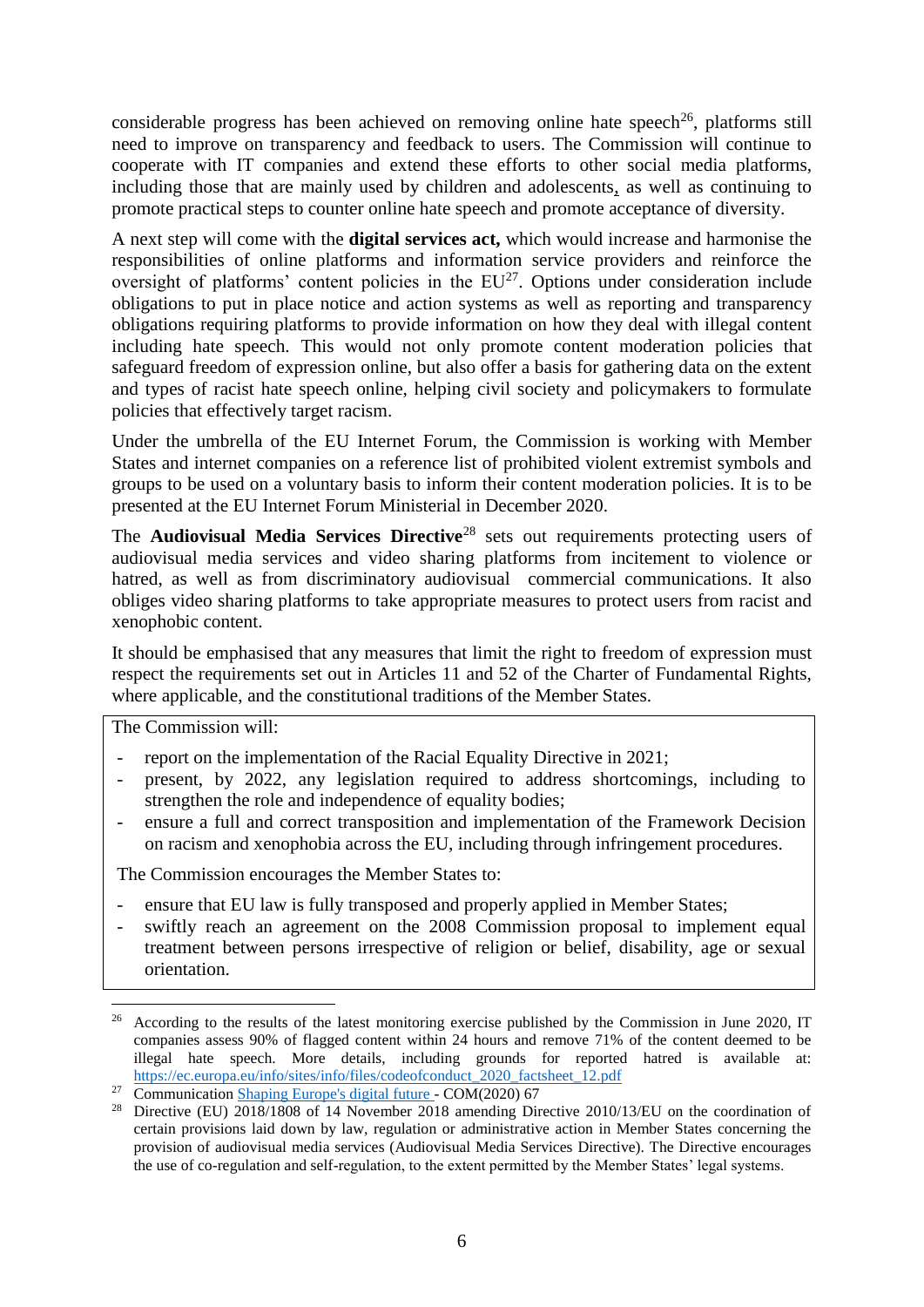considerable progress has been achieved on removing online hate speech[26], platforms still need to improve on transparency and feedback to users. The Commission will continue to cooperate with IT companies and extend these efforts to other social media platforms, including those that are mainly used by children and adolescents, as well as continuing to promote practical steps to counter online hate speech and promote acceptance of diversity.

A next step will come with the **digital services act,** which would increase and harmonise the responsibilities of online platforms and information service providers and reinforce the oversight of platforms' content policies in the EU[27]. Options under consideration include obligations to put in place notice and action systems as well as reporting and transparency obligations requiring platforms to provide information on how they deal with illegal content including hate speech. This would not only promote content moderation policies that safeguard freedom of expression online, but also offer a basis for gathering data on the extent and types of racist hate speech online, helping civil society and policymakers to formulate policies that effectively target racism.

Under the umbrella of the EU Internet Forum, the Commission is working with Member States and internet companies on a reference list of prohibited violent extremist symbols and groups to be used on a voluntary basis to inform their content moderation policies. It is to be presented at the EU Internet Forum Ministerial in December 2020.

The **Audiovisual Media Services Directive**[28] sets out requirements protecting users of audiovisual media services and video sharing platforms from incitement to violence or hatred, as well as from discriminatory audiovisual commercial communications. It also obliges video sharing platforms to take appropriate measures to protect users from racist and xenophobic content.

It should be emphasised that any measures that limit the right to freedom of expression must respect the requirements set out in Articles 11 and 52 of the Charter of Fundamental Rights, where applicable, and the constitutional traditions of the Member States.

The Commission will:

- report on the implementation of the Racial Equality Directive in 2021;
- present, by 2022, any legislation required to address shortcomings, including to strengthen the role and independence of equality bodies;
- ensure a full and correct transposition and implementation of the Framework Decision on racism and xenophobia across the EU, including through infringement procedures.

The Commission encourages the Member States to:

- ensure that EU law is fully transposed and properly applied in Member States;
- swiftly reach an agreement on the 2008 Commission proposal to implement equal treatment between persons irrespective of religion or belief, disability, age or sexual orientation.

---

[26] According to the results of the latest monitoring exercise published by the Commission in June 2020, IT companies assess 90% of flagged content within 24 hours and remove 71% of the content deemed to be illegal hate speech. More details, including grounds for reported hatred is available at: https://ec.europa.eu/info/sites/info/files/codeofconduct_2020_factsheet_12.pdf

[27] Communication Shaping Europe's digital future - COM(2020) 67

[28] Directive (EU) 2018/1808 of 14 November 2018 amending Directive 2010/13/EU on the coordination of certain provisions laid down by law, regulation or administrative action in Member States concerning the provision of audiovisual media services (Audiovisual Media Services Directive). The Directive encourages the use of co-regulation and self-regulation, to the extent permitted by the Member States' legal systems.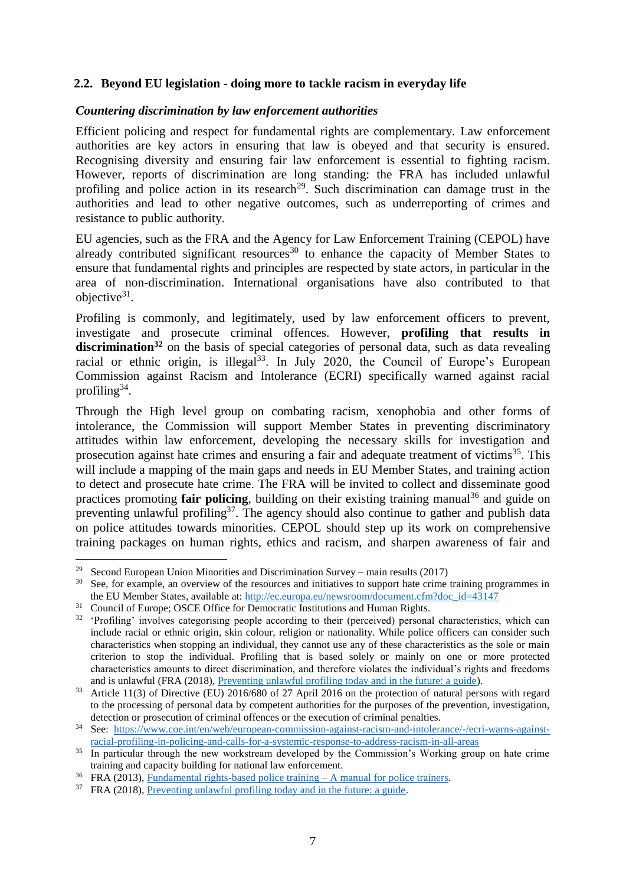## 2.2. Beyond EU legislation - doing more to tackle racism in everyday life

***Countering discrimination by law enforcement authorities***

Efficient policing and respect for fundamental rights are complementary. Law enforcement authorities are key actors in ensuring that law is obeyed and that security is ensured. Recognising diversity and ensuring fair law enforcement is essential to fighting racism. However, reports of discrimination are long standing: the FRA has included unlawful profiling and police action in its research[29]. Such discrimination can damage trust in the authorities and lead to other negative outcomes, such as underreporting of crimes and resistance to public authority.

EU agencies, such as the FRA and the Agency for Law Enforcement Training (CEPOL) have already contributed significant resources[30] to enhance the capacity of Member States to ensure that fundamental rights and principles are respected by state actors, in particular in the area of non-discrimination. International organisations have also contributed to that objective[31].

Profiling is commonly, and legitimately, used by law enforcement officers to prevent, investigate and prosecute criminal offences. However, **profiling that results in discrimination[32]** on the basis of special categories of personal data, such as data revealing racial or ethnic origin, is illegal[33]. In July 2020, the Council of Europe's European Commission against Racism and Intolerance (ECRI) specifically warned against racial profiling[34].

Through the High level group on combating racism, xenophobia and other forms of intolerance, the Commission will support Member States in preventing discriminatory attitudes within law enforcement, developing the necessary skills for investigation and prosecution against hate crimes and ensuring a fair and adequate treatment of victims[35]. This will include a mapping of the main gaps and needs in EU Member States, and training action to detect and prosecute hate crime. The FRA will be invited to collect and disseminate good practices promoting **fair policing**, building on their existing training manual[36] and guide on preventing unlawful profiling[37]. The agency should also continue to gather and publish data on police attitudes towards minorities. CEPOL should step up its work on comprehensive training packages on human rights, ethics and racism, and sharpen awareness of fair and

---

[29] Second European Union Minorities and Discrimination Survey – main results (2017)

[30] See, for example, an overview of the resources and initiatives to support hate crime training programmes in the EU Member States, available at: http://ec.europa.eu/newsroom/document.cfm?doc_id=43147

[31] Council of Europe; OSCE Office for Democratic Institutions and Human Rights.

[32] 'Profiling' involves categorising people according to their (perceived) personal characteristics, which can include racial or ethnic origin, skin colour, religion or nationality. While police officers can consider such characteristics when stopping an individual, they cannot use any of these characteristics as the sole or main criterion to stop the individual. Profiling that is based solely or mainly on one or more protected characteristics amounts to direct discrimination, and therefore violates the individual's rights and freedoms and is unlawful (FRA (2018), Preventing unlawful profiling today and in the future: a guide).

[33] Article 11(3) of Directive (EU) 2016/680 of 27 April 2016 on the protection of natural persons with regard to the processing of personal data by competent authorities for the purposes of the prevention, investigation, detection or prosecution of criminal offences or the execution of criminal penalties.

[34] See: https://www.coe.int/en/web/european-commission-against-racism-and-intolerance/-/ecri-warns-against-racial-profiling-in-policing-and-calls-for-a-systemic-response-to-address-racism-in-all-areas

[35] In particular through the new workstream developed by the Commission's Working group on hate crime training and capacity building for national law enforcement.

[36] FRA (2013), Fundamental rights-based police training – A manual for police trainers.

[37] FRA (2018), Preventing unlawful profiling today and in the future: a guide.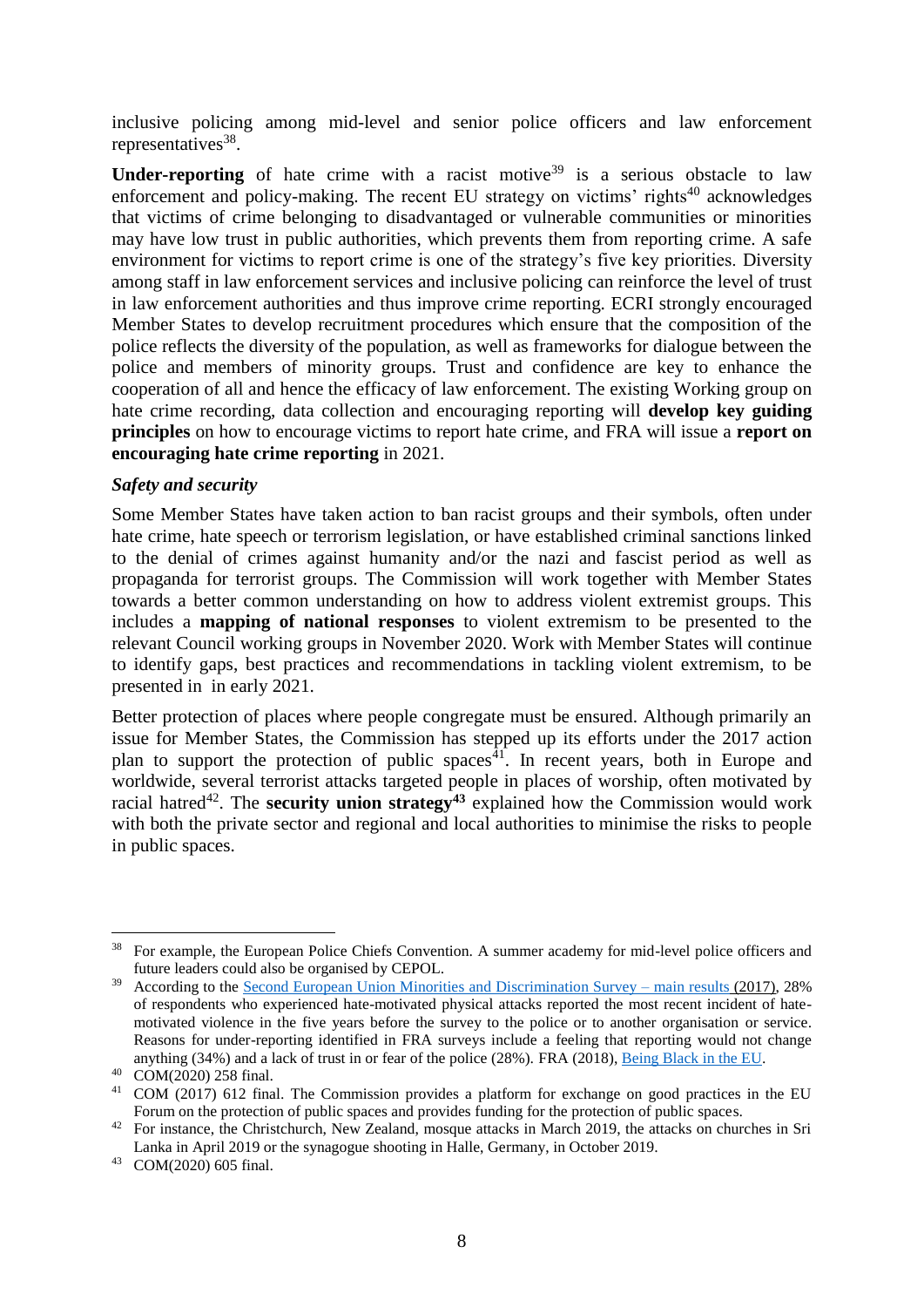inclusive policing among mid-level and senior police officers and law enforcement representatives[38].

**Under-reporting** of hate crime with a racist motive[39] is a serious obstacle to law enforcement and policy-making. The recent EU strategy on victims' rights[40] acknowledges that victims of crime belonging to disadvantaged or vulnerable communities or minorities may have low trust in public authorities, which prevents them from reporting crime. A safe environment for victims to report crime is one of the strategy's five key priorities. Diversity among staff in law enforcement services and inclusive policing can reinforce the level of trust in law enforcement authorities and thus improve crime reporting. ECRI strongly encouraged Member States to develop recruitment procedures which ensure that the composition of the police reflects the diversity of the population, as well as frameworks for dialogue between the police and members of minority groups. Trust and confidence are key to enhance the cooperation of all and hence the efficacy of law enforcement. The existing Working group on hate crime recording, data collection and encouraging reporting will **develop key guiding principles** on how to encourage victims to report hate crime, and FRA will issue a **report on encouraging hate crime reporting** in 2021.

***Safety and security***

Some Member States have taken action to ban racist groups and their symbols, often under hate crime, hate speech or terrorism legislation, or have established criminal sanctions linked to the denial of crimes against humanity and/or the nazi and fascist period as well as propaganda for terrorist groups. The Commission will work together with Member States towards a better common understanding on how to address violent extremist groups. This includes a **mapping of national responses** to violent extremism to be presented to the relevant Council working groups in November 2020. Work with Member States will continue to identify gaps, best practices and recommendations in tackling violent extremism, to be presented in in early 2021.

Better protection of places where people congregate must be ensured. Although primarily an issue for Member States, the Commission has stepped up its efforts under the 2017 action plan to support the protection of public spaces[41]. In recent years, both in Europe and worldwide, several terrorist attacks targeted people in places of worship, often motivated by racial hatred[42]. The **security union strategy[43]** explained how the Commission would work with both the private sector and regional and local authorities to minimise the risks to people in public spaces.

---

[38] For example, the European Police Chiefs Convention. A summer academy for mid-level police officers and future leaders could also be organised by CEPOL.

[39] According to the Second European Union Minorities and Discrimination Survey – main results (2017), 28% of respondents who experienced hate-motivated physical attacks reported the most recent incident of hate-motivated violence in the five years before the survey to the police or to another organisation or service. Reasons for under-reporting identified in FRA surveys include a feeling that reporting would not change anything (34%) and a lack of trust in or fear of the police (28%). FRA (2018), Being Black in the EU.

[40] COM(2020) 258 final.

[41] COM (2017) 612 final. The Commission provides a platform for exchange on good practices in the EU Forum on the protection of public spaces and provides funding for the protection of public spaces.

[42] For instance, the Christchurch, New Zealand, mosque attacks in March 2019, the attacks on churches in Sri Lanka in April 2019 or the synagogue shooting in Halle, Germany, in October 2019.

[43] COM(2020) 605 final.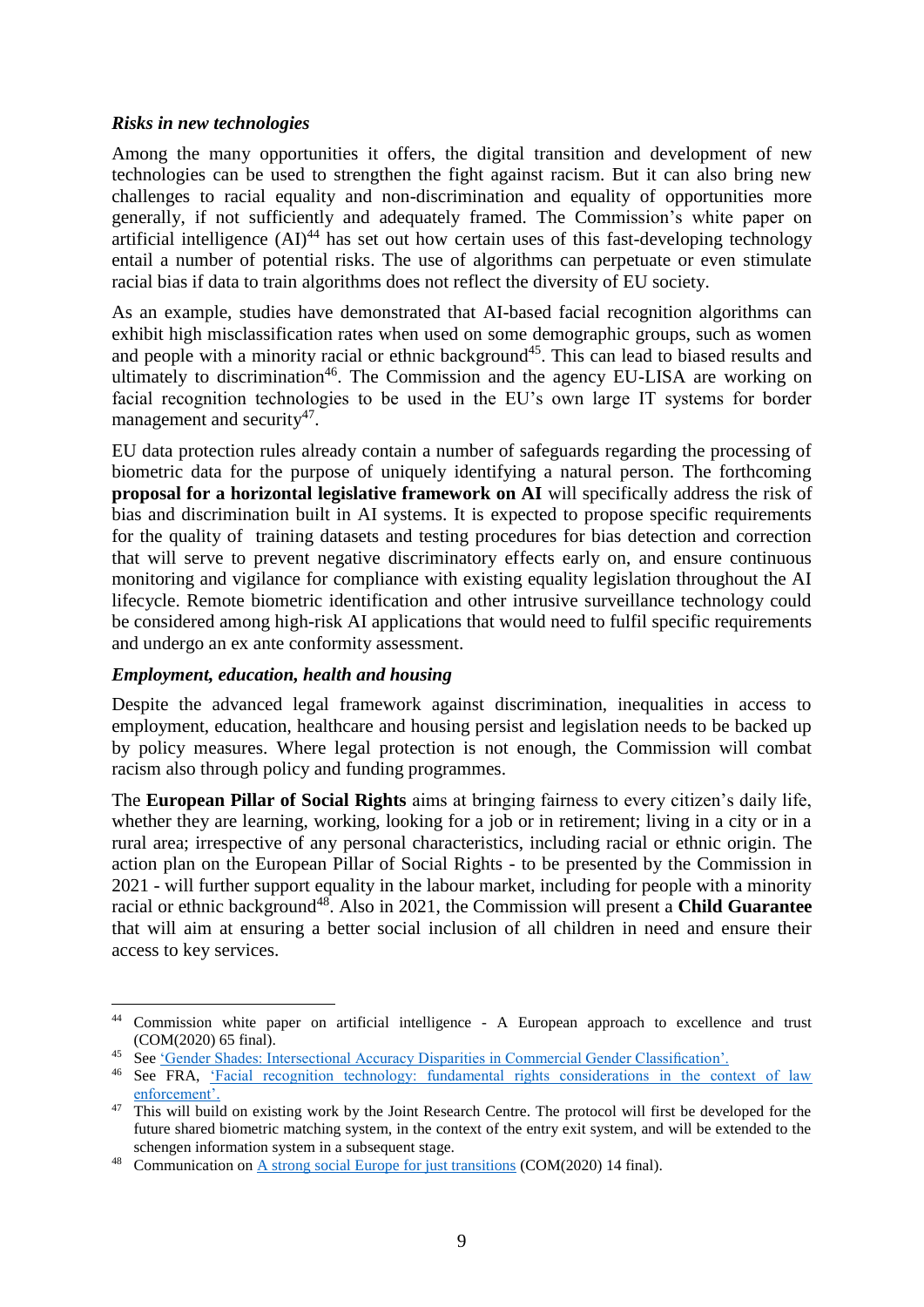***Risks in new technologies***

Among the many opportunities it offers, the digital transition and development of new technologies can be used to strengthen the fight against racism. But it can also bring new challenges to racial equality and non-discrimination and equality of opportunities more generally, if not sufficiently and adequately framed. The Commission's white paper on artificial intelligence (AI)[44] has set out how certain uses of this fast-developing technology entail a number of potential risks. The use of algorithms can perpetuate or even stimulate racial bias if data to train algorithms does not reflect the diversity of EU society.

As an example, studies have demonstrated that AI-based facial recognition algorithms can exhibit high misclassification rates when used on some demographic groups, such as women and people with a minority racial or ethnic background[45]. This can lead to biased results and ultimately to discrimination[46]. The Commission and the agency EU-LISA are working on facial recognition technologies to be used in the EU's own large IT systems for border management and security[47].

EU data protection rules already contain a number of safeguards regarding the processing of biometric data for the purpose of uniquely identifying a natural person. The forthcoming **proposal for a horizontal legislative framework on AI** will specifically address the risk of bias and discrimination built in AI systems. It is expected to propose specific requirements for the quality of training datasets and testing procedures for bias detection and correction that will serve to prevent negative discriminatory effects early on, and ensure continuous monitoring and vigilance for compliance with existing equality legislation throughout the AI lifecycle. Remote biometric identification and other intrusive surveillance technology could be considered among high-risk AI applications that would need to fulfil specific requirements and undergo an ex ante conformity assessment.

***Employment, education, health and housing***

Despite the advanced legal framework against discrimination, inequalities in access to employment, education, healthcare and housing persist and legislation needs to be backed up by policy measures. Where legal protection is not enough, the Commission will combat racism also through policy and funding programmes.

The **European Pillar of Social Rights** aims at bringing fairness to every citizen's daily life, whether they are learning, working, looking for a job or in retirement; living in a city or in a rural area; irrespective of any personal characteristics, including racial or ethnic origin. The action plan on the European Pillar of Social Rights - to be presented by the Commission in 2021 - will further support equality in the labour market, including for people with a minority racial or ethnic background[48]. Also in 2021, the Commission will present a **Child Guarantee** that will aim at ensuring a better social inclusion of all children in need and ensure their access to key services.

---

[44] Commission white paper on artificial intelligence - A European approach to excellence and trust (COM(2020) 65 final).

[45] See 'Gender Shades: Intersectional Accuracy Disparities in Commercial Gender Classification'.

[46] See FRA, 'Facial recognition technology: fundamental rights considerations in the context of law enforcement'.

[47] This will build on existing work by the Joint Research Centre. The protocol will first be developed for the future shared biometric matching system, in the context of the entry exit system, and will be extended to the schengen information system in a subsequent stage.

[48] Communication on A strong social Europe for just transitions (COM(2020) 14 final).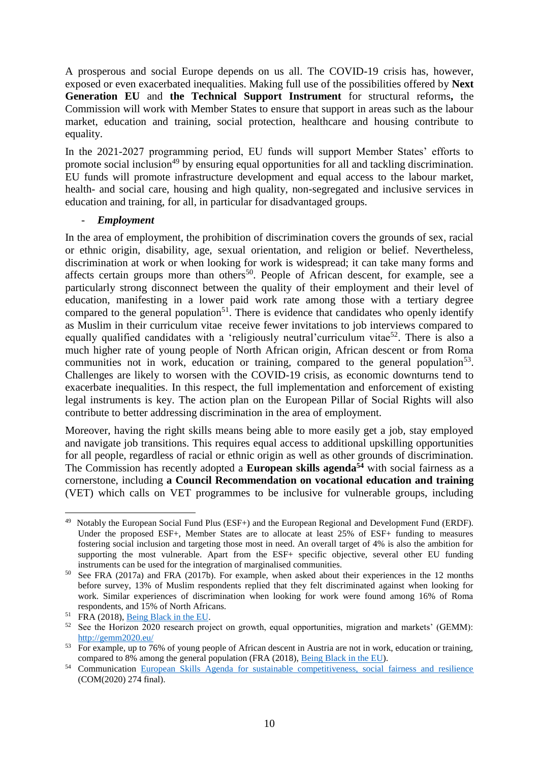A prosperous and social Europe depends on us all. The COVID-19 crisis has, however, exposed or even exacerbated inequalities. Making full use of the possibilities offered by **Next Generation EU** and **the Technical Support Instrument** for structural reforms**,** the Commission will work with Member States to ensure that support in areas such as the labour market, education and training, social protection, healthcare and housing contribute to equality.

In the 2021-2027 programming period, EU funds will support Member States' efforts to promote social inclusion[49] by ensuring equal opportunities for all and tackling discrimination. EU funds will promote infrastructure development and equal access to the labour market, health- and social care, housing and high quality, non-segregated and inclusive services in education and training, for all, in particular for disadvantaged groups.

- ***Employment***

In the area of employment, the prohibition of discrimination covers the grounds of sex, racial or ethnic origin, disability, age, sexual orientation, and religion or belief. Nevertheless, discrimination at work or when looking for work is widespread; it can take many forms and affects certain groups more than others[50]. People of African descent, for example, see a particularly strong disconnect between the quality of their employment and their level of education, manifesting in a lower paid work rate among those with a tertiary degree compared to the general population[51]. There is evidence that candidates who openly identify as Muslim in their curriculum vitae receive fewer invitations to job interviews compared to equally qualified candidates with a 'religiously neutral'curriculum vitae[52]. There is also a much higher rate of young people of North African origin, African descent or from Roma communities not in work, education or training, compared to the general population[53]. Challenges are likely to worsen with the COVID-19 crisis, as economic downturns tend to exacerbate inequalities. In this respect, the full implementation and enforcement of existing legal instruments is key. The action plan on the European Pillar of Social Rights will also contribute to better addressing discrimination in the area of employment.

Moreover, having the right skills means being able to more easily get a job, stay employed and navigate job transitions. This requires equal access to additional upskilling opportunities for all people, regardless of racial or ethnic origin as well as other grounds of discrimination. The Commission has recently adopted a **European skills agenda**[54] with social fairness as a cornerstone, including **a Council Recommendation on vocational education and training** (VET) which calls on VET programmes to be inclusive for vulnerable groups, including

---

[49] Notably the European Social Fund Plus (ESF+) and the European Regional and Development Fund (ERDF). Under the proposed ESF+, Member States are to allocate at least 25% of ESF+ funding to measures fostering social inclusion and targeting those most in need. An overall target of 4% is also the ambition for supporting the most vulnerable. Apart from the ESF+ specific objective, several other EU funding instruments can be used for the integration of marginalised communities.

[50] See FRA (2017a) and FRA (2017b). For example, when asked about their experiences in the 12 months before survey, 13% of Muslim respondents replied that they felt discriminated against when looking for work. Similar experiences of discrimination when looking for work were found among 16% of Roma respondents, and 15% of North Africans.

[51] FRA (2018), Being Black in the EU.

[52] See the Horizon 2020 research project on growth, equal opportunities, migration and markets' (GEMM): http://gemm2020.eu/

[53] For example, up to 76% of young people of African descent in Austria are not in work, education or training, compared to 8% among the general population (FRA (2018), Being Black in the EU).

[54] Communication European Skills Agenda for sustainable competitiveness, social fairness and resilience (COM(2020) 274 final).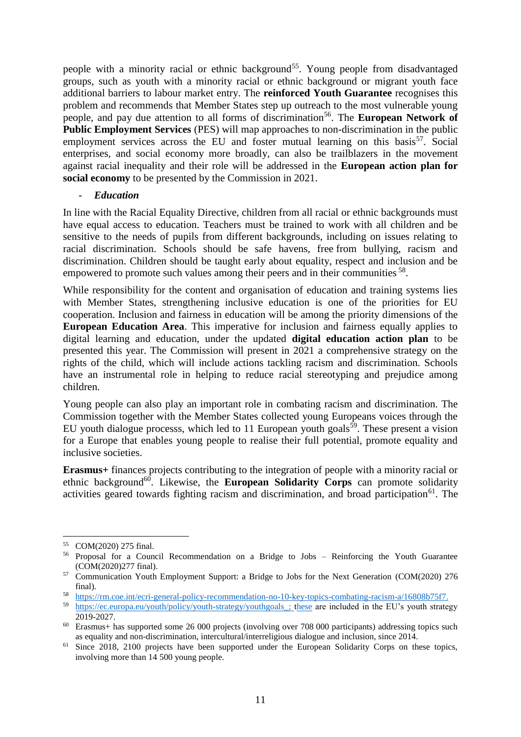people with a minority racial or ethnic background[55]. Young people from disadvantaged groups, such as youth with a minority racial or ethnic background or migrant youth face additional barriers to labour market entry. The **reinforced Youth Guarantee** recognises this problem and recommends that Member States step up outreach to the most vulnerable young people, and pay due attention to all forms of discrimination[56]. The **European Network of Public Employment Services** (PES) will map approaches to non-discrimination in the public employment services across the EU and foster mutual learning on this basis[57]. Social enterprises, and social economy more broadly, can also be trailblazers in the movement against racial inequality and their role will be addressed in the **European action plan for social economy** to be presented by the Commission in 2021.

- ***Education***

In line with the Racial Equality Directive, children from all racial or ethnic backgrounds must have equal access to education. Teachers must be trained to work with all children and be sensitive to the needs of pupils from different backgrounds, including on issues relating to racial discrimination. Schools should be safe havens, free from bullying, racism and discrimination. Children should be taught early about equality, respect and inclusion and be empowered to promote such values among their peers and in their communities [58].

While responsibility for the content and organisation of education and training systems lies with Member States, strengthening inclusive education is one of the priorities for EU cooperation. Inclusion and fairness in education will be among the priority dimensions of the **European Education Area**. This imperative for inclusion and fairness equally applies to digital learning and education, under the updated **digital education action plan** to be presented this year. The Commission will present in 2021 a comprehensive strategy on the rights of the child, which will include actions tackling racism and discrimination. Schools have an instrumental role in helping to reduce racial stereotyping and prejudice among children.

Young people can also play an important role in combating racism and discrimination. The Commission together with the Member States collected young Europeans voices through the EU youth dialogue processs, which led to 11 European youth goals[59]. These present a vision for a Europe that enables young people to realise their full potential, promote equality and inclusive societies.

**Erasmus+** finances projects contributing to the integration of people with a minority racial or ethnic background[60]. Likewise, the **European Solidarity Corps** can promote solidarity activities geared towards fighting racism and discrimination, and broad participation[61]. The

---

[55] COM(2020) 275 final.

[56] Proposal for a Council Recommendation on a Bridge to Jobs – Reinforcing the Youth Guarantee (COM(2020)277 final).

[57] Communication Youth Employment Support: a Bridge to Jobs for the Next Generation (COM(2020) 276 final).

[58] https://rm.coe.int/ecri-general-policy-recommendation-no-10-key-topics-combating-racism-a/16808b75f7.

[59] https://ec.europa.eu/youth/policy/youth-strategy/youthgoals_; these are included in the EU's youth strategy 2019-2027.

[60] Erasmus+ has supported some 26 000 projects (involving over 708 000 participants) addressing topics such as equality and non-discrimination, intercultural/interreligious dialogue and inclusion, since 2014.

[61] Since 2018, 2100 projects have been supported under the European Solidarity Corps on these topics, involving more than 14 500 young people.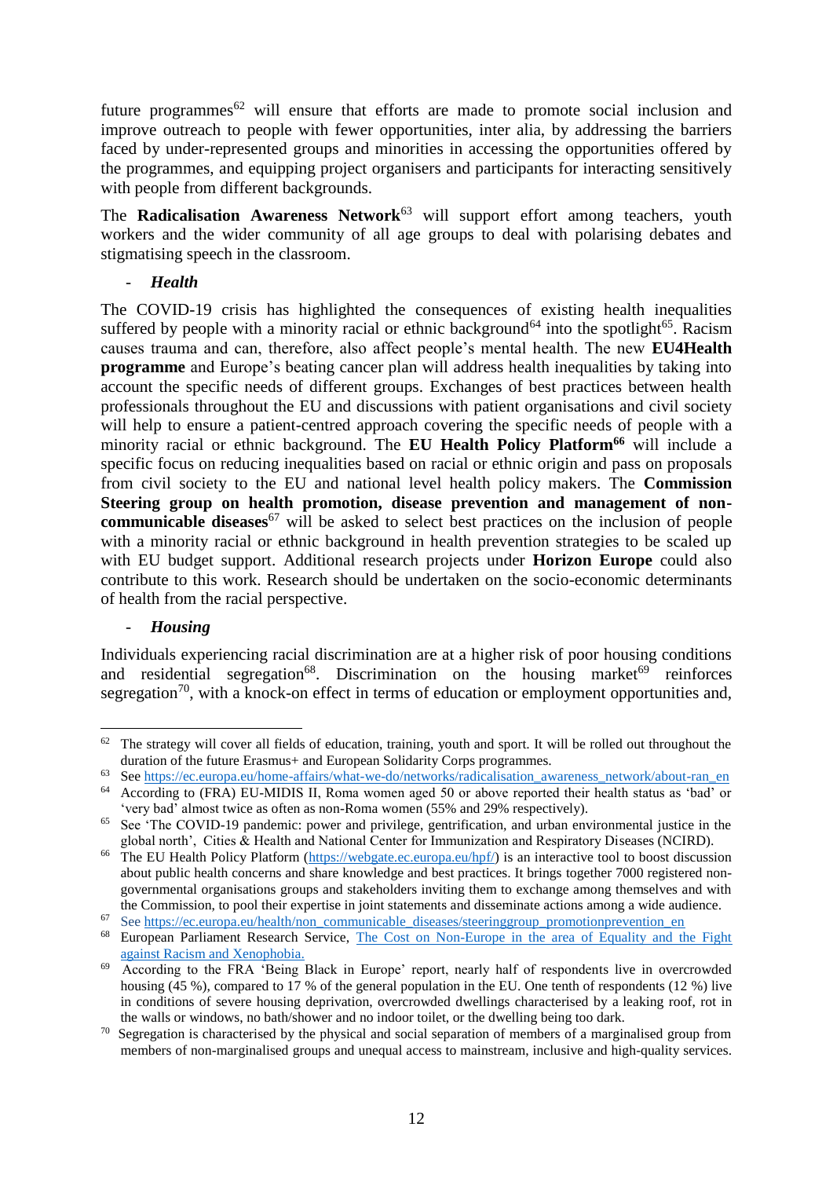future programmes[62] will ensure that efforts are made to promote social inclusion and improve outreach to people with fewer opportunities, inter alia, by addressing the barriers faced by under-represented groups and minorities in accessing the opportunities offered by the programmes, and equipping project organisers and participants for interacting sensitively with people from different backgrounds.

The **Radicalisation Awareness Network**[63] will support effort among teachers, youth workers and the wider community of all age groups to deal with polarising debates and stigmatising speech in the classroom.

- ***Health***

The COVID-19 crisis has highlighted the consequences of existing health inequalities suffered by people with a minority racial or ethnic background[64] into the spotlight[65]. Racism causes trauma and can, therefore, also affect people's mental health. The new **EU4Health programme** and Europe's beating cancer plan will address health inequalities by taking into account the specific needs of different groups. Exchanges of best practices between health professionals throughout the EU and discussions with patient organisations and civil society will help to ensure a patient-centred approach covering the specific needs of people with a minority racial or ethnic background. The **EU Health Policy Platform**[66] will include a specific focus on reducing inequalities based on racial or ethnic origin and pass on proposals from civil society to the EU and national level health policy makers. The **Commission Steering group on health promotion, disease prevention and management of non-communicable diseases**[67] will be asked to select best practices on the inclusion of people with a minority racial or ethnic background in health prevention strategies to be scaled up with EU budget support. Additional research projects under **Horizon Europe** could also contribute to this work. Research should be undertaken on the socio-economic determinants of health from the racial perspective.

- ***Housing***

Individuals experiencing racial discrimination are at a higher risk of poor housing conditions and residential segregation[68]. Discrimination on the housing market[69] reinforces segregation[70], with a knock-on effect in terms of education or employment opportunities and,

---

[62] The strategy will cover all fields of education, training, youth and sport. It will be rolled out throughout the duration of the future Erasmus+ and European Solidarity Corps programmes.

[63] See https://ec.europa.eu/home-affairs/what-we-do/networks/radicalisation_awareness_network/about-ran_en

[64] According to (FRA) EU-MIDIS II, Roma women aged 50 or above reported their health status as 'bad' or 'very bad' almost twice as often as non-Roma women (55% and 29% respectively).

[65] See 'The COVID-19 pandemic: power and privilege, gentrification, and urban environmental justice in the global north', Cities & Health and National Center for Immunization and Respiratory Diseases (NCIRD).

[66] The EU Health Policy Platform (https://webgate.ec.europa.eu/hpf/) is an interactive tool to boost discussion about public health concerns and share knowledge and best practices. It brings together 7000 registered non-governmental organisations groups and stakeholders inviting them to exchange among themselves and with the Commission, to pool their expertise in joint statements and disseminate actions among a wide audience.

[67] See https://ec.europa.eu/health/non_communicable_diseases/steeringgroup_promotionprevention_en

[68] European Parliament Research Service, The Cost on Non-Europe in the area of Equality and the Fight against Racism and Xenophobia.

[69] According to the FRA 'Being Black in Europe' report, nearly half of respondents live in overcrowded housing (45 %), compared to 17 % of the general population in the EU. One tenth of respondents (12 %) live in conditions of severe housing deprivation, overcrowded dwellings characterised by a leaking roof, rot in the walls or windows, no bath/shower and no indoor toilet, or the dwelling being too dark.

[70] Segregation is characterised by the physical and social separation of members of a marginalised group from members of non-marginalised groups and unequal access to mainstream, inclusive and high-quality services.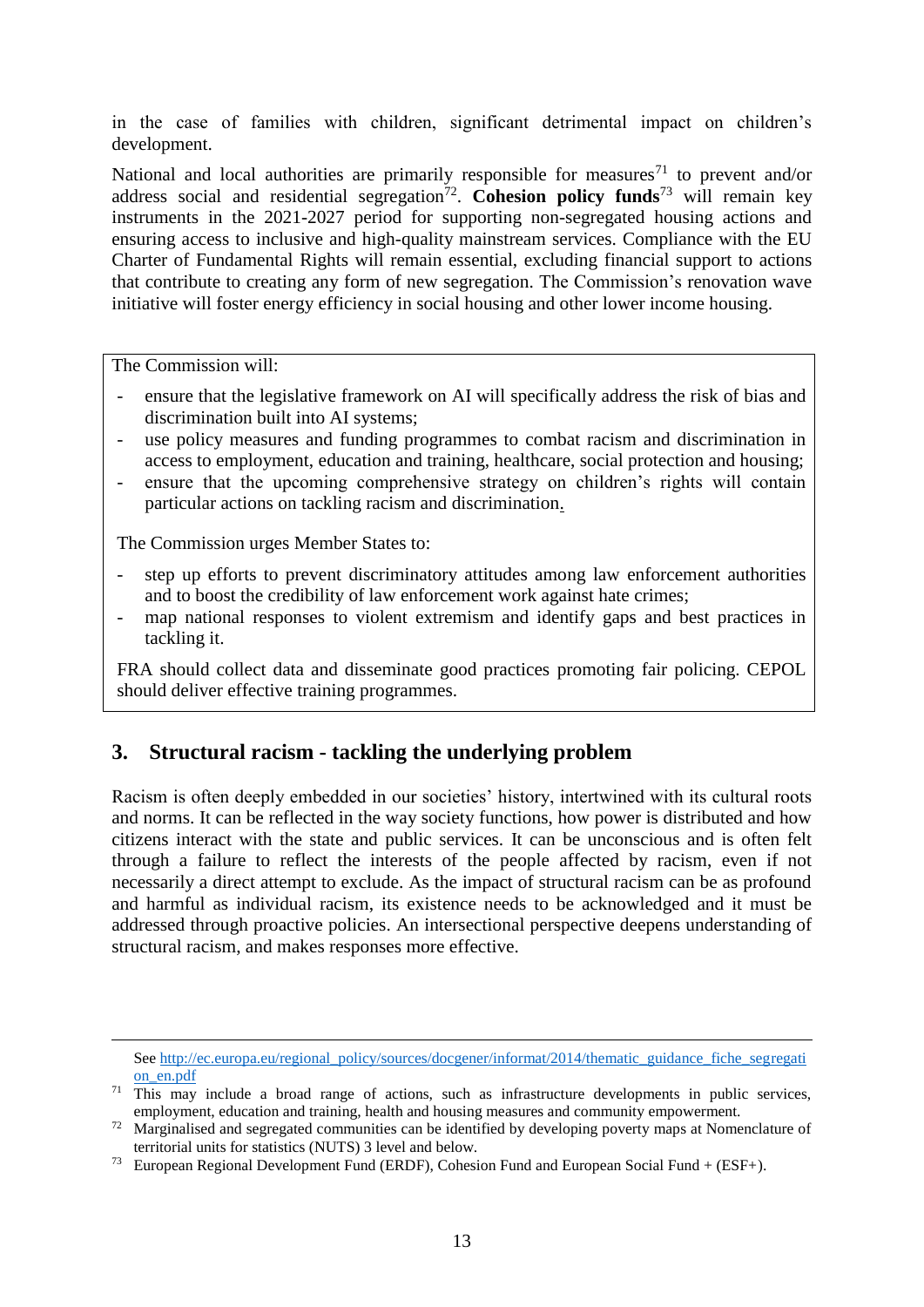in the case of families with children, significant detrimental impact on children's development.

National and local authorities are primarily responsible for measures[71] to prevent and/or address social and residential segregation[72]. **Cohesion policy funds**[73] will remain key instruments in the 2021-2027 period for supporting non-segregated housing actions and ensuring access to inclusive and high-quality mainstream services. Compliance with the EU Charter of Fundamental Rights will remain essential, excluding financial support to actions that contribute to creating any form of new segregation. The Commission's renovation wave initiative will foster energy efficiency in social housing and other lower income housing.

> The Commission will:
>
> - ensure that the legislative framework on AI will specifically address the risk of bias and discrimination built into AI systems;
> - use policy measures and funding programmes to combat racism and discrimination in access to employment, education and training, healthcare, social protection and housing;
> - ensure that the upcoming comprehensive strategy on children's rights will contain particular actions on tackling racism and discrimination.
>
> The Commission urges Member States to:
>
> - step up efforts to prevent discriminatory attitudes among law enforcement authorities and to boost the credibility of law enforcement work against hate crimes;
> - map national responses to violent extremism and identify gaps and best practices in tackling it.
>
> FRA should collect data and disseminate good practices promoting fair policing. CEPOL should deliver effective training programmes.

## 3. Structural racism - tackling the underlying problem

Racism is often deeply embedded in our societies' history, intertwined with its cultural roots and norms. It can be reflected in the way society functions, how power is distributed and how citizens interact with the state and public services. It can be unconscious and is often felt through a failure to reflect the interests of the people affected by racism, even if not necessarily a direct attempt to exclude. As the impact of structural racism can be as profound and harmful as individual racism, its existence needs to be acknowledged and it must be addressed through proactive policies. An intersectional perspective deepens understanding of structural racism, and makes responses more effective.

---

See http://ec.europa.eu/regional_policy/sources/docgener/informat/2014/thematic_guidance_fiche_segregation_en.pdf

[71] This may include a broad range of actions, such as infrastructure developments in public services, employment, education and training, health and housing measures and community empowerment.

[72] Marginalised and segregated communities can be identified by developing poverty maps at Nomenclature of territorial units for statistics (NUTS) 3 level and below.

[73] European Regional Development Fund (ERDF), Cohesion Fund and European Social Fund + (ESF+).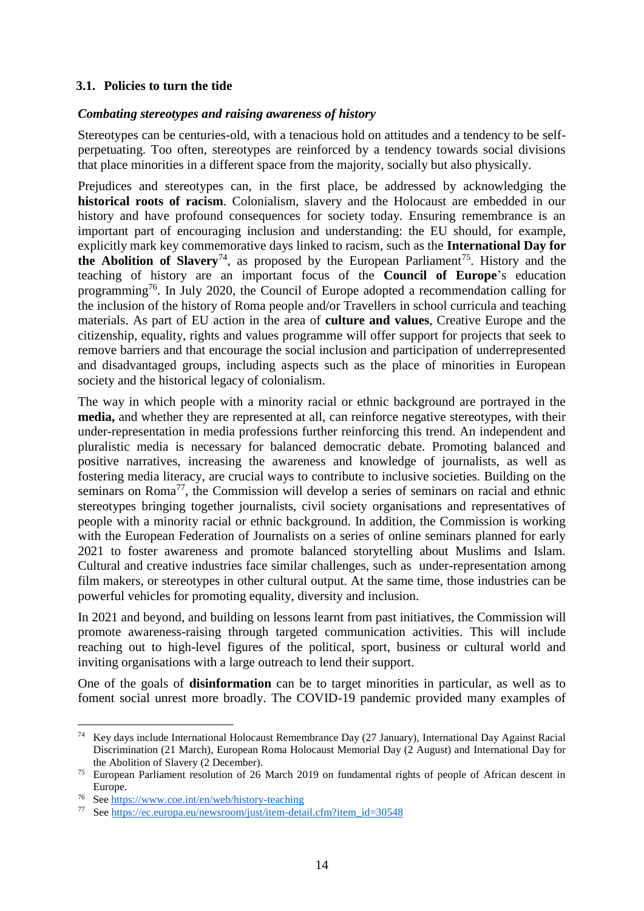### 3.1. Policies to turn the tide

***Combating stereotypes and raising awareness of history***

Stereotypes can be centuries-old, with a tenacious hold on attitudes and a tendency to be self-perpetuating. Too often, stereotypes are reinforced by a tendency towards social divisions that place minorities in a different space from the majority, socially but also physically.

Prejudices and stereotypes can, in the first place, be addressed by acknowledging the **historical roots of racism**. Colonialism, slavery and the Holocaust are embedded in our history and have profound consequences for society today. Ensuring remembrance is an important part of encouraging inclusion and understanding: the EU should, for example, explicitly mark key commemorative days linked to racism, such as the **International Day for the Abolition of Slavery**[74], as proposed by the European Parliament[75]. History and the teaching of history are an important focus of the **Council of Europe**'s education programming[76]. In July 2020, the Council of Europe adopted a recommendation calling for the inclusion of the history of Roma people and/or Travellers in school curricula and teaching materials. As part of EU action in the area of **culture and values**, Creative Europe and the citizenship, equality, rights and values programme will offer support for projects that seek to remove barriers and that encourage the social inclusion and participation of underrepresented and disadvantaged groups, including aspects such as the place of minorities in European society and the historical legacy of colonialism.

The way in which people with a minority racial or ethnic background are portrayed in the **media,** and whether they are represented at all, can reinforce negative stereotypes, with their under-representation in media professions further reinforcing this trend. An independent and pluralistic media is necessary for balanced democratic debate. Promoting balanced and positive narratives, increasing the awareness and knowledge of journalists, as well as fostering media literacy, are crucial ways to contribute to inclusive societies. Building on the seminars on Roma[77], the Commission will develop a series of seminars on racial and ethnic stereotypes bringing together journalists, civil society organisations and representatives of people with a minority racial or ethnic background. In addition, the Commission is working with the European Federation of Journalists on a series of online seminars planned for early 2021 to foster awareness and promote balanced storytelling about Muslims and Islam. Cultural and creative industries face similar challenges, such as under-representation among film makers, or stereotypes in other cultural output. At the same time, those industries can be powerful vehicles for promoting equality, diversity and inclusion.

In 2021 and beyond, and building on lessons learnt from past initiatives, the Commission will promote awareness-raising through targeted communication activities. This will include reaching out to high-level figures of the political, sport, business or cultural world and inviting organisations with a large outreach to lend their support.

One of the goals of **disinformation** can be to target minorities in particular, as well as to foment social unrest more broadly. The COVID-19 pandemic provided many examples of

---

[74] Key days include International Holocaust Remembrance Day (27 January), International Day Against Racial Discrimination (21 March), European Roma Holocaust Memorial Day (2 August) and International Day for the Abolition of Slavery (2 December).

[75] European Parliament resolution of 26 March 2019 on fundamental rights of people of African descent in Europe.

[76] See https://www.coe.int/en/web/history-teaching

[77] See https://ec.europa.eu/newsroom/just/item-detail.cfm?item_id=30548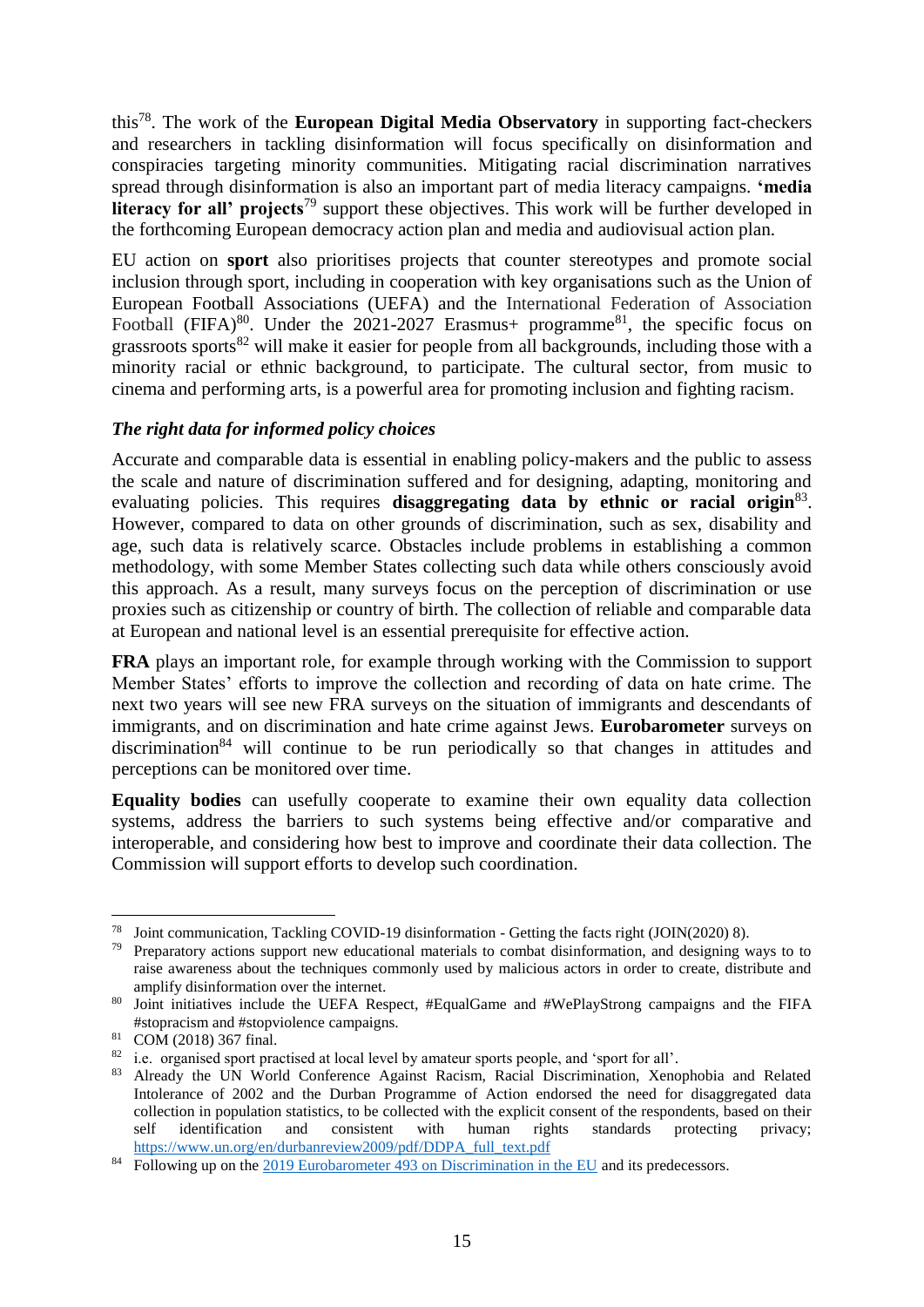this[78]. The work of the **European Digital Media Observatory** in supporting fact-checkers and researchers in tackling disinformation will focus specifically on disinformation and conspiracies targeting minority communities. Mitigating racial discrimination narratives spread through disinformation is also an important part of media literacy campaigns. **'media literacy for all' projects**[79] support these objectives. This work will be further developed in the forthcoming European democracy action plan and media and audiovisual action plan.

EU action on **sport** also prioritises projects that counter stereotypes and promote social inclusion through sport, including in cooperation with key organisations such as the Union of European Football Associations (UEFA) and the International Federation of Association Football (FIFA)[80]. Under the 2021-2027 Erasmus+ programme[81], the specific focus on grassroots sports[82] will make it easier for people from all backgrounds, including those with a minority racial or ethnic background, to participate. The cultural sector, from music to cinema and performing arts, is a powerful area for promoting inclusion and fighting racism.

### *The right data for informed policy choices*

Accurate and comparable data is essential in enabling policy-makers and the public to assess the scale and nature of discrimination suffered and for designing, adapting, monitoring and evaluating policies. This requires **disaggregating data by ethnic or racial origin**[83]. However, compared to data on other grounds of discrimination, such as sex, disability and age, such data is relatively scarce. Obstacles include problems in establishing a common methodology, with some Member States collecting such data while others consciously avoid this approach. As a result, many surveys focus on the perception of discrimination or use proxies such as citizenship or country of birth. The collection of reliable and comparable data at European and national level is an essential prerequisite for effective action.

**FRA** plays an important role, for example through working with the Commission to support Member States' efforts to improve the collection and recording of data on hate crime. The next two years will see new FRA surveys on the situation of immigrants and descendants of immigrants, and on discrimination and hate crime against Jews. **Eurobarometer** surveys on discrimination[84] will continue to be run periodically so that changes in attitudes and perceptions can be monitored over time.

**Equality bodies** can usefully cooperate to examine their own equality data collection systems, address the barriers to such systems being effective and/or comparative and interoperable, and considering how best to improve and coordinate their data collection. The Commission will support efforts to develop such coordination.

---

[78] Joint communication, Tackling COVID-19 disinformation - Getting the facts right (JOIN(2020) 8).

[79] Preparatory actions support new educational materials to combat disinformation, and designing ways to to raise awareness about the techniques commonly used by malicious actors in order to create, distribute and amplify disinformation over the internet.

[80] Joint initiatives include the UEFA Respect, #EqualGame and #WePlayStrong campaigns and the FIFA #stopracism and #stopviolence campaigns.

[81] COM (2018) 367 final.

[82] i.e. organised sport practised at local level by amateur sports people, and 'sport for all'.

[83] Already the UN World Conference Against Racism, Racial Discrimination, Xenophobia and Related Intolerance of 2002 and the Durban Programme of Action endorsed the need for disaggregated data collection in population statistics, to be collected with the explicit consent of the respondents, based on their self identification and consistent with human rights standards protecting privacy; https://www.un.org/en/durbanreview2009/pdf/DDPA_full_text.pdf

[84] Following up on the 2019 Eurobarometer 493 on Discrimination in the EU and its predecessors.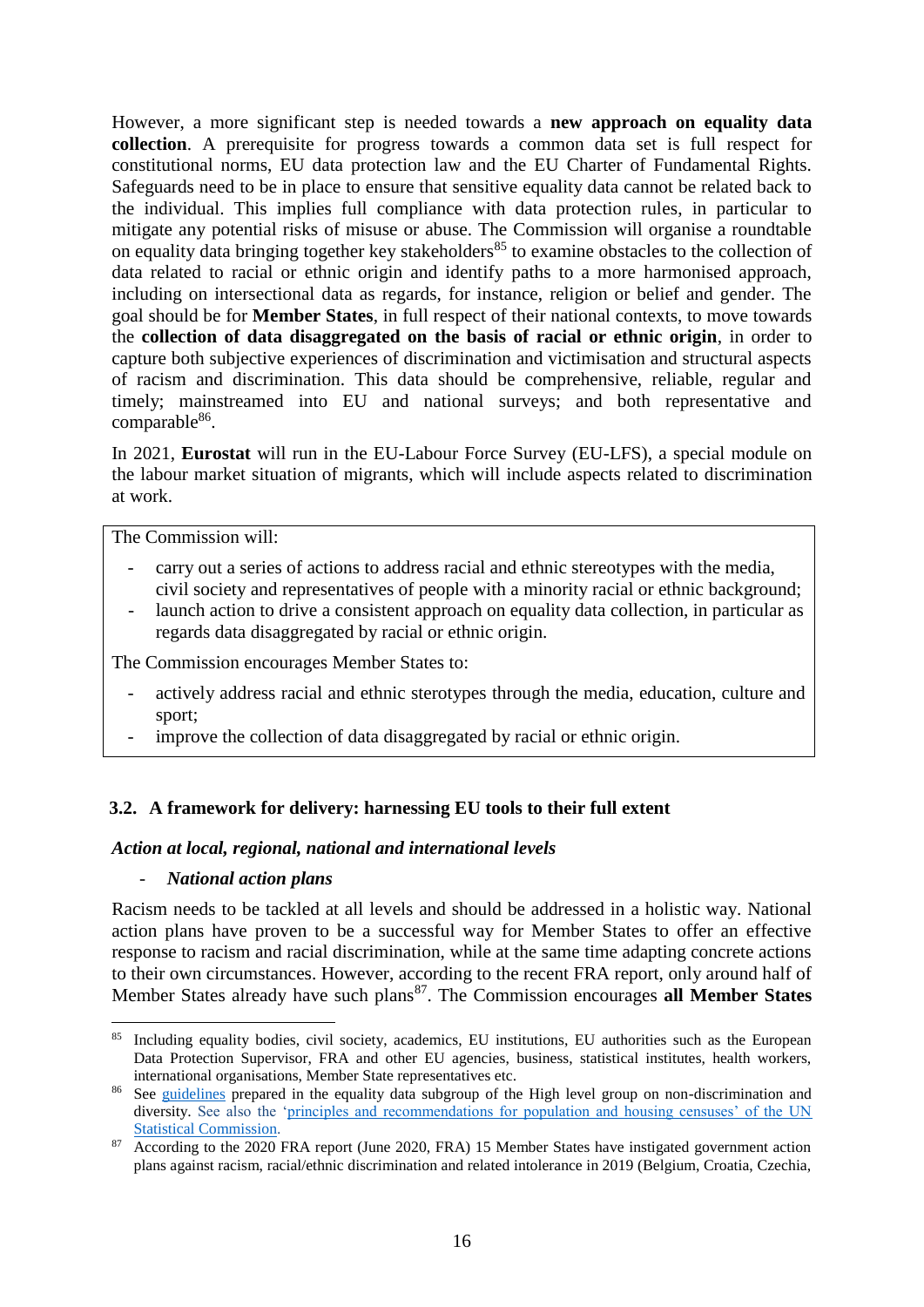However, a more significant step is needed towards a **new approach on equality data collection**. A prerequisite for progress towards a common data set is full respect for constitutional norms, EU data protection law and the EU Charter of Fundamental Rights. Safeguards need to be in place to ensure that sensitive equality data cannot be related back to the individual. This implies full compliance with data protection rules, in particular to mitigate any potential risks of misuse or abuse. The Commission will organise a roundtable on equality data bringing together key stakeholders[85] to examine obstacles to the collection of data related to racial or ethnic origin and identify paths to a more harmonised approach, including on intersectional data as regards, for instance, religion or belief and gender. The goal should be for **Member States**, in full respect of their national contexts, to move towards the **collection of data disaggregated on the basis of racial or ethnic origin**, in order to capture both subjective experiences of discrimination and victimisation and structural aspects of racism and discrimination. This data should be comprehensive, reliable, regular and timely; mainstreamed into EU and national surveys; and both representative and comparable[86].

In 2021, **Eurostat** will run in the EU-Labour Force Survey (EU-LFS), a special module on the labour market situation of migrants, which will include aspects related to discrimination at work.

> The Commission will:
>
> - carry out a series of actions to address racial and ethnic stereotypes with the media, civil society and representatives of people with a minority racial or ethnic background;
> - launch action to drive a consistent approach on equality data collection, in particular as regards data disaggregated by racial or ethnic origin.
>
> The Commission encourages Member States to:
>
> - actively address racial and ethnic sterotypes through the media, education, culture and sport;
> - improve the collection of data disaggregated by racial or ethnic origin.

### 3.2. A framework for delivery: harnessing EU tools to their full extent

***Action at local, regional, national and international levels***

- ***National action plans***

Racism needs to be tackled at all levels and should be addressed in a holistic way. National action plans have proven to be a successful way for Member States to offer an effective response to racism and racial discrimination, while at the same time adapting concrete actions to their own circumstances. However, according to the recent FRA report, only around half of Member States already have such plans[87]. The Commission encourages **all Member States**

---

[85] Including equality bodies, civil society, academics, EU institutions, EU authorities such as the European Data Protection Supervisor, FRA and other EU agencies, business, statistical institutes, health workers, international organisations, Member State representatives etc.

[86] See guidelines prepared in the equality data subgroup of the High level group on non-discrimination and diversity. See also the 'principles and recommendations for population and housing censuses' of the UN Statistical Commission.

[87] According to the 2020 FRA report (June 2020, FRA) 15 Member States have instigated government action plans against racism, racial/ethnic discrimination and related intolerance in 2019 (Belgium, Croatia, Czechia,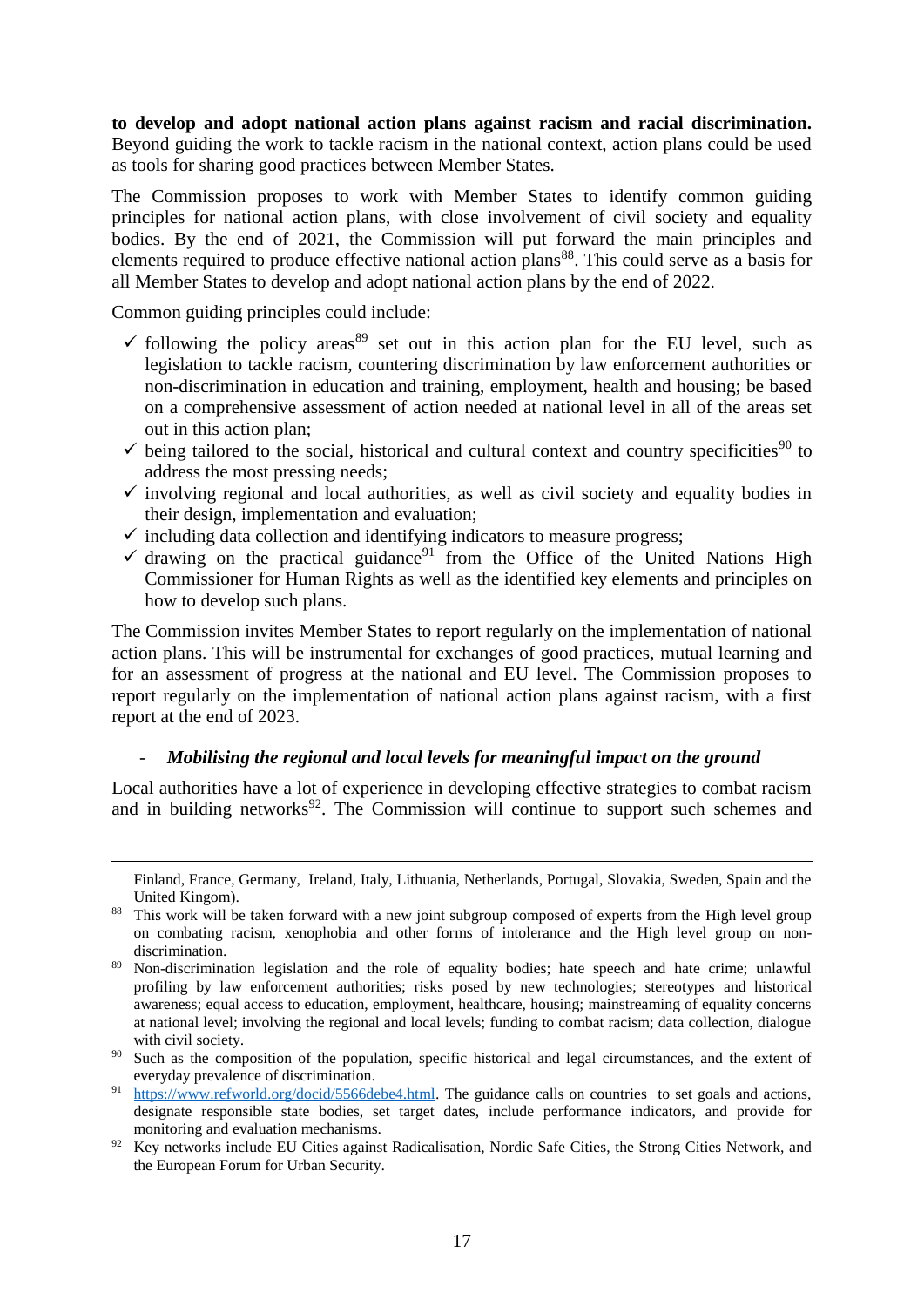**to develop and adopt national action plans against racism and racial discrimination.** Beyond guiding the work to tackle racism in the national context, action plans could be used as tools for sharing good practices between Member States.

The Commission proposes to work with Member States to identify common guiding principles for national action plans, with close involvement of civil society and equality bodies. By the end of 2021, the Commission will put forward the main principles and elements required to produce effective national action plans[88]. This could serve as a basis for all Member States to develop and adopt national action plans by the end of 2022.

Common guiding principles could include:

- ✓ following the policy areas[89] set out in this action plan for the EU level, such as legislation to tackle racism, countering discrimination by law enforcement authorities or non-discrimination in education and training, employment, health and housing; be based on a comprehensive assessment of action needed at national level in all of the areas set out in this action plan;
- ✓ being tailored to the social, historical and cultural context and country specificities[90] to address the most pressing needs;
- ✓ involving regional and local authorities, as well as civil society and equality bodies in their design, implementation and evaluation;
- ✓ including data collection and identifying indicators to measure progress;
- ✓ drawing on the practical guidance[91] from the Office of the United Nations High Commissioner for Human Rights as well as the identified key elements and principles on how to develop such plans.

The Commission invites Member States to report regularly on the implementation of national action plans. This will be instrumental for exchanges of good practices, mutual learning and for an assessment of progress at the national and EU level. The Commission proposes to report regularly on the implementation of national action plans against racism, with a first report at the end of 2023.

- ***Mobilising the regional and local levels for meaningful impact on the ground***

Local authorities have a lot of experience in developing effective strategies to combat racism and in building networks[92]. The Commission will continue to support such schemes and

---

Finland, France, Germany, Ireland, Italy, Lithuania, Netherlands, Portugal, Slovakia, Sweden, Spain and the United Kingom).

[88] This work will be taken forward with a new joint subgroup composed of experts from the High level group on combating racism, xenophobia and other forms of intolerance and the High level group on non-discrimination.

[89] Non-discrimination legislation and the role of equality bodies; hate speech and hate crime; unlawful profiling by law enforcement authorities; risks posed by new technologies; stereotypes and historical awareness; equal access to education, employment, healthcare, housing; mainstreaming of equality concerns at national level; involving the regional and local levels; funding to combat racism; data collection, dialogue with civil society.

[90] Such as the composition of the population, specific historical and legal circumstances, and the extent of everyday prevalence of discrimination.

[91] https://www.refworld.org/docid/5566debe4.html. The guidance calls on countries to set goals and actions, designate responsible state bodies, set target dates, include performance indicators, and provide for monitoring and evaluation mechanisms.

[92] Key networks include EU Cities against Radicalisation, Nordic Safe Cities, the Strong Cities Network, and the European Forum for Urban Security.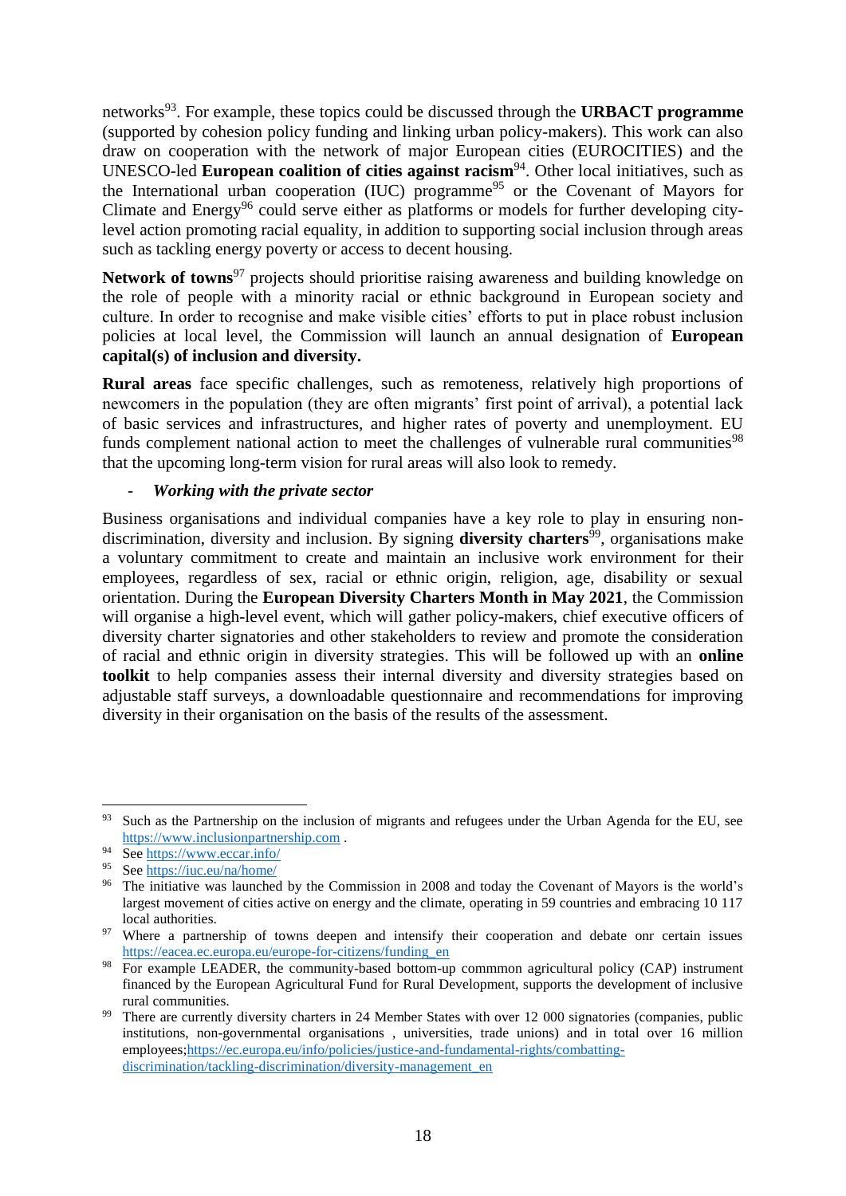networks[93]. For example, these topics could be discussed through the **URBACT programme** (supported by cohesion policy funding and linking urban policy-makers). This work can also draw on cooperation with the network of major European cities (EUROCITIES) and the UNESCO-led **European coalition of cities against racism**[94]. Other local initiatives, such as the International urban cooperation (IUC) programme[95] or the Covenant of Mayors for Climate and Energy[96] could serve either as platforms or models for further developing city-level action promoting racial equality, in addition to supporting social inclusion through areas such as tackling energy poverty or access to decent housing.

**Network of towns**[97] projects should prioritise raising awareness and building knowledge on the role of people with a minority racial or ethnic background in European society and culture. In order to recognise and make visible cities' efforts to put in place robust inclusion policies at local level, the Commission will launch an annual designation of **European capital(s) of inclusion and diversity.**

**Rural areas** face specific challenges, such as remoteness, relatively high proportions of newcomers in the population (they are often migrants' first point of arrival), a potential lack of basic services and infrastructures, and higher rates of poverty and unemployment. EU funds complement national action to meet the challenges of vulnerable rural communities[98] that the upcoming long-term vision for rural areas will also look to remedy.

- ***Working with the private sector***

Business organisations and individual companies have a key role to play in ensuring non-discrimination, diversity and inclusion. By signing **diversity charters**[99], organisations make a voluntary commitment to create and maintain an inclusive work environment for their employees, regardless of sex, racial or ethnic origin, religion, age, disability or sexual orientation. During the **European Diversity Charters Month in May 2021**, the Commission will organise a high-level event, which will gather policy-makers, chief executive officers of diversity charter signatories and other stakeholders to review and promote the consideration of racial and ethnic origin in diversity strategies. This will be followed up with an **online toolkit** to help companies assess their internal diversity and diversity strategies based on adjustable staff surveys, a downloadable questionnaire and recommendations for improving diversity in their organisation on the basis of the results of the assessment.

---

[93] Such as the Partnership on the inclusion of migrants and refugees under the Urban Agenda for the EU, see https://www.inclusionpartnership.com .

[94] See https://www.eccar.info/

[95] See https://iuc.eu/na/home/

[96] The initiative was launched by the Commission in 2008 and today the Covenant of Mayors is the world's largest movement of cities active on energy and the climate, operating in 59 countries and embracing 10 117 local authorities.

[97] Where a partnership of towns deepen and intensify their cooperation and debate onr certain issues https://eacea.ec.europa.eu/europe-for-citizens/funding_en

[98] For example LEADER, the community-based bottom-up commmon agricultural policy (CAP) instrument financed by the European Agricultural Fund for Rural Development, supports the development of inclusive rural communities.

[99] There are currently diversity charters in 24 Member States with over 12 000 signatories (companies, public institutions, non-governmental organisations , universities, trade unions) and in total over 16 million employees;https://ec.europa.eu/info/policies/justice-and-fundamental-rights/combatting-discrimination/tackling-discrimination/diversity-management_en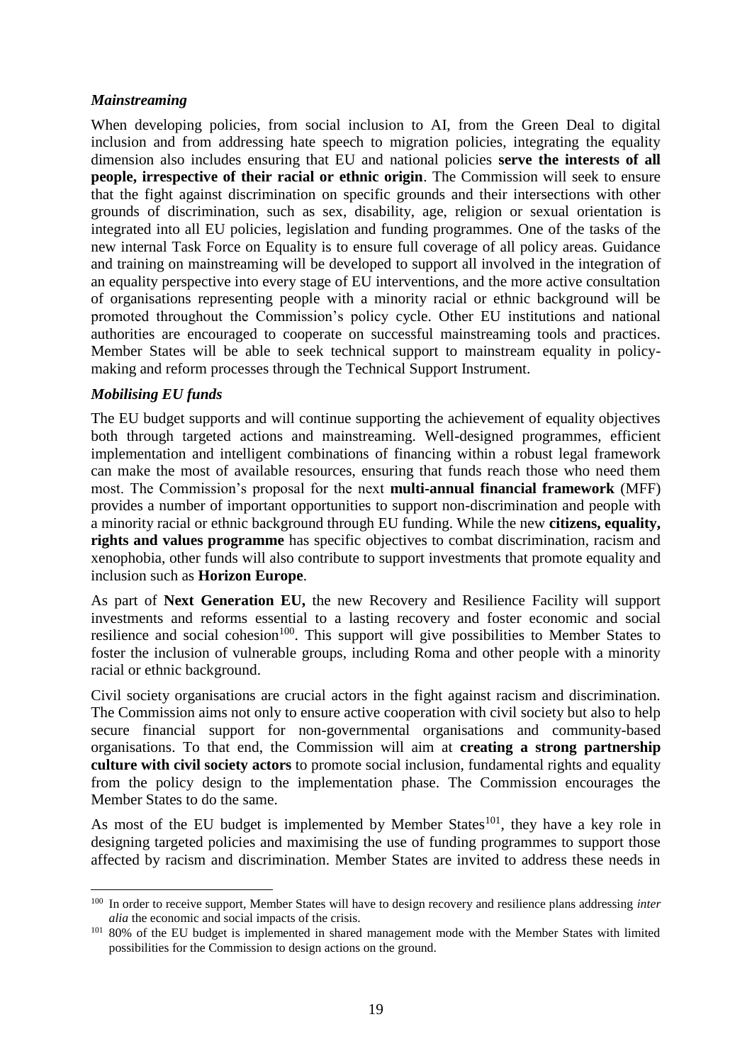### *Mainstreaming*

When developing policies, from social inclusion to AI, from the Green Deal to digital inclusion and from addressing hate speech to migration policies, integrating the equality dimension also includes ensuring that EU and national policies **serve the interests of all people, irrespective of their racial or ethnic origin**. The Commission will seek to ensure that the fight against discrimination on specific grounds and their intersections with other grounds of discrimination, such as sex, disability, age, religion or sexual orientation is integrated into all EU policies, legislation and funding programmes. One of the tasks of the new internal Task Force on Equality is to ensure full coverage of all policy areas. Guidance and training on mainstreaming will be developed to support all involved in the integration of an equality perspective into every stage of EU interventions, and the more active consultation of organisations representing people with a minority racial or ethnic background will be promoted throughout the Commission's policy cycle. Other EU institutions and national authorities are encouraged to cooperate on successful mainstreaming tools and practices. Member States will be able to seek technical support to mainstream equality in policy-making and reform processes through the Technical Support Instrument.

### *Mobilising EU funds*

The EU budget supports and will continue supporting the achievement of equality objectives both through targeted actions and mainstreaming. Well-designed programmes, efficient implementation and intelligent combinations of financing within a robust legal framework can make the most of available resources, ensuring that funds reach those who need them most. The Commission's proposal for the next **multi-annual financial framework** (MFF) provides a number of important opportunities to support non-discrimination and people with a minority racial or ethnic background through EU funding. While the new **citizens, equality, rights and values programme** has specific objectives to combat discrimination, racism and xenophobia, other funds will also contribute to support investments that promote equality and inclusion such as **Horizon Europe**.

As part of **Next Generation EU,** the new Recovery and Resilience Facility will support investments and reforms essential to a lasting recovery and foster economic and social resilience and social cohesion[100]. This support will give possibilities to Member States to foster the inclusion of vulnerable groups, including Roma and other people with a minority racial or ethnic background.

Civil society organisations are crucial actors in the fight against racism and discrimination. The Commission aims not only to ensure active cooperation with civil society but also to help secure financial support for non-governmental organisations and community-based organisations. To that end, the Commission will aim at **creating a strong partnership culture with civil society actors** to promote social inclusion, fundamental rights and equality from the policy design to the implementation phase. The Commission encourages the Member States to do the same.

As most of the EU budget is implemented by Member States[101], they have a key role in designing targeted policies and maximising the use of funding programmes to support those affected by racism and discrimination. Member States are invited to address these needs in

---

[100] In order to receive support, Member States will have to design recovery and resilience plans addressing *inter alia* the economic and social impacts of the crisis.

[101] 80% of the EU budget is implemented in shared management mode with the Member States with limited possibilities for the Commission to design actions on the ground.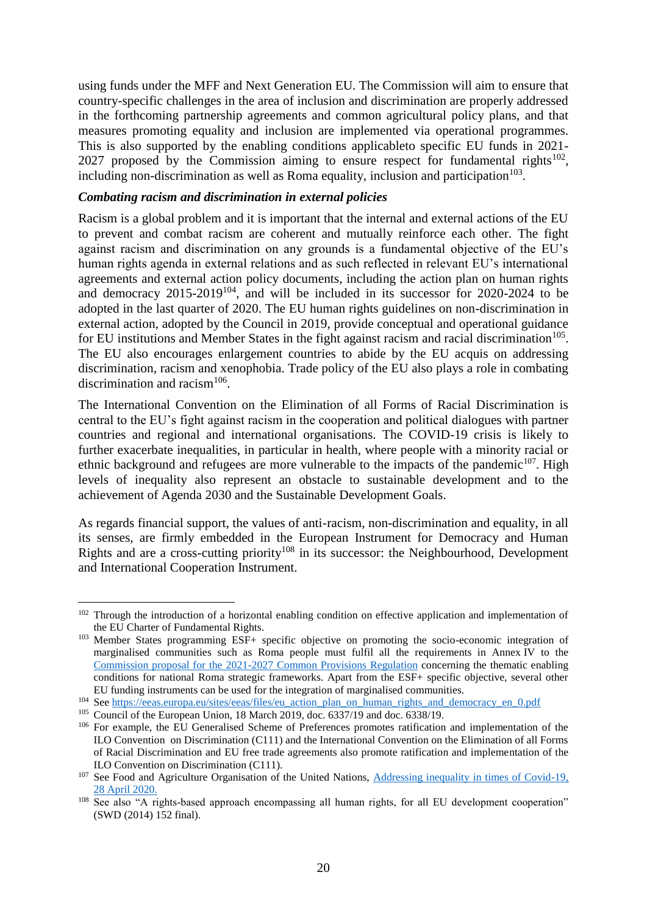using funds under the MFF and Next Generation EU. The Commission will aim to ensure that country-specific challenges in the area of inclusion and discrimination are properly addressed in the forthcoming partnership agreements and common agricultural policy plans, and that measures promoting equality and inclusion are implemented via operational programmes. This is also supported by the enabling conditions applicableto specific EU funds in 2021-2027 proposed by the Commission aiming to ensure respect for fundamental rights[102], including non-discrimination as well as Roma equality, inclusion and participation[103].

***Combating racism and discrimination in external policies***

Racism is a global problem and it is important that the internal and external actions of the EU to prevent and combat racism are coherent and mutually reinforce each other. The fight against racism and discrimination on any grounds is a fundamental objective of the EU's human rights agenda in external relations and as such reflected in relevant EU's international agreements and external action policy documents, including the action plan on human rights and democracy 2015-2019[104], and will be included in its successor for 2020-2024 to be adopted in the last quarter of 2020. The EU human rights guidelines on non-discrimination in external action, adopted by the Council in 2019, provide conceptual and operational guidance for EU institutions and Member States in the fight against racism and racial discrimination[105]. The EU also encourages enlargement countries to abide by the EU acquis on addressing discrimination, racism and xenophobia. Trade policy of the EU also plays a role in combating discrimination and racism[106].

The International Convention on the Elimination of all Forms of Racial Discrimination is central to the EU's fight against racism in the cooperation and political dialogues with partner countries and regional and international organisations. The COVID-19 crisis is likely to further exacerbate inequalities, in particular in health, where people with a minority racial or ethnic background and refugees are more vulnerable to the impacts of the pandemic[107]. High levels of inequality also represent an obstacle to sustainable development and to the achievement of Agenda 2030 and the Sustainable Development Goals.

As regards financial support, the values of anti-racism, non-discrimination and equality, in all its senses, are firmly embedded in the European Instrument for Democracy and Human Rights and are a cross-cutting priority[108] in its successor: the Neighbourhood, Development and International Cooperation Instrument.

---

[102] Through the introduction of a horizontal enabling condition on effective application and implementation of the EU Charter of Fundamental Rights.

[103] Member States programming ESF+ specific objective on promoting the socio-economic integration of marginalised communities such as Roma people must fulfil all the requirements in Annex IV to the Commission proposal for the 2021-2027 Common Provisions Regulation concerning the thematic enabling conditions for national Roma strategic frameworks. Apart from the ESF+ specific objective, several other EU funding instruments can be used for the integration of marginalised communities.

[104] See https://eeas.europa.eu/sites/eeas/files/eu_action_plan_on_human_rights_and_democracy_en_0.pdf

[105] Council of the European Union, 18 March 2019, doc. 6337/19 and doc. 6338/19.

[106] For example, the EU Generalised Scheme of Preferences promotes ratification and implementation of the ILO Convention on Discrimination (C111) and the International Convention on the Elimination of all Forms of Racial Discrimination and EU free trade agreements also promote ratification and implementation of the ILO Convention on Discrimination (C111).

[107] See Food and Agriculture Organisation of the United Nations, Addressing inequality in times of Covid-19, 28 April 2020.

[108] See also "A rights-based approach encompassing all human rights, for all EU development cooperation" (SWD (2014) 152 final).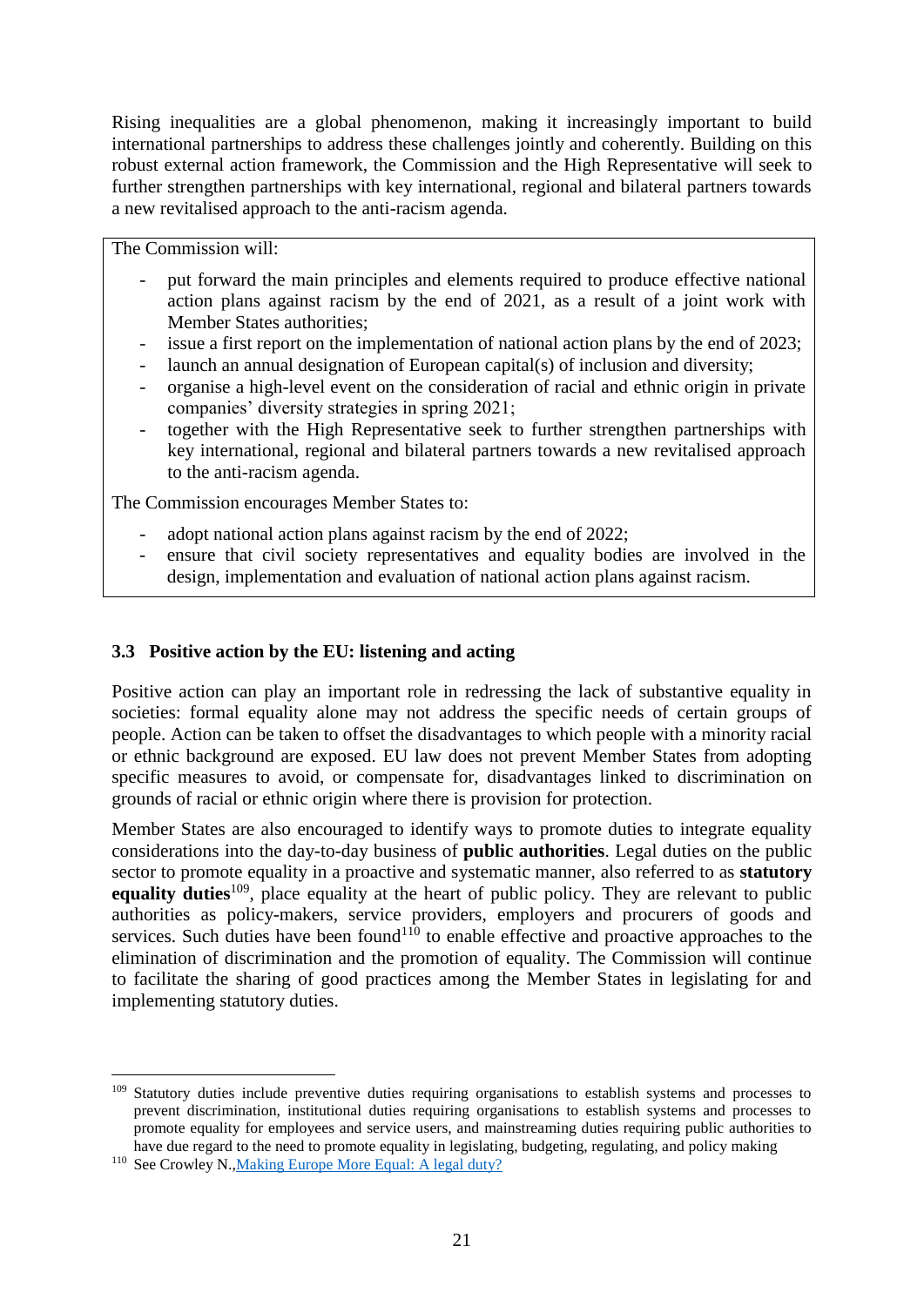Rising inequalities are a global phenomenon, making it increasingly important to build international partnerships to address these challenges jointly and coherently. Building on this robust external action framework, the Commission and the High Representative will seek to further strengthen partnerships with key international, regional and bilateral partners towards a new revitalised approach to the anti-racism agenda.

> The Commission will:
>
> - put forward the main principles and elements required to produce effective national action plans against racism by the end of 2021, as a result of a joint work with Member States authorities;
> - issue a first report on the implementation of national action plans by the end of 2023;
> - launch an annual designation of European capital(s) of inclusion and diversity;
> - organise a high-level event on the consideration of racial and ethnic origin in private companies' diversity strategies in spring 2021;
> - together with the High Representative seek to further strengthen partnerships with key international, regional and bilateral partners towards a new revitalised approach to the anti-racism agenda.
>
> The Commission encourages Member States to:
>
> - adopt national action plans against racism by the end of 2022;
> - ensure that civil society representatives and equality bodies are involved in the design, implementation and evaluation of national action plans against racism.

### 3.3 Positive action by the EU: listening and acting

Positive action can play an important role in redressing the lack of substantive equality in societies: formal equality alone may not address the specific needs of certain groups of people. Action can be taken to offset the disadvantages to which people with a minority racial or ethnic background are exposed. EU law does not prevent Member States from adopting specific measures to avoid, or compensate for, disadvantages linked to discrimination on grounds of racial or ethnic origin where there is provision for protection.

Member States are also encouraged to identify ways to promote duties to integrate equality considerations into the day-to-day business of **public authorities**. Legal duties on the public sector to promote equality in a proactive and systematic manner, also referred to as **statutory equality duties**[109], place equality at the heart of public policy. They are relevant to public authorities as policy-makers, service providers, employers and procurers of goods and services. Such duties have been found[110] to enable effective and proactive approaches to the elimination of discrimination and the promotion of equality. The Commission will continue to facilitate the sharing of good practices among the Member States in legislating for and implementing statutory duties.

---

[109] Statutory duties include preventive duties requiring organisations to establish systems and processes to prevent discrimination, institutional duties requiring organisations to establish systems and processes to promote equality for employees and service users, and mainstreaming duties requiring public authorities to have due regard to the need to promote equality in legislating, budgeting, regulating, and policy making

[110] See Crowley N.,[Making Europe More Equal: A legal duty?](#)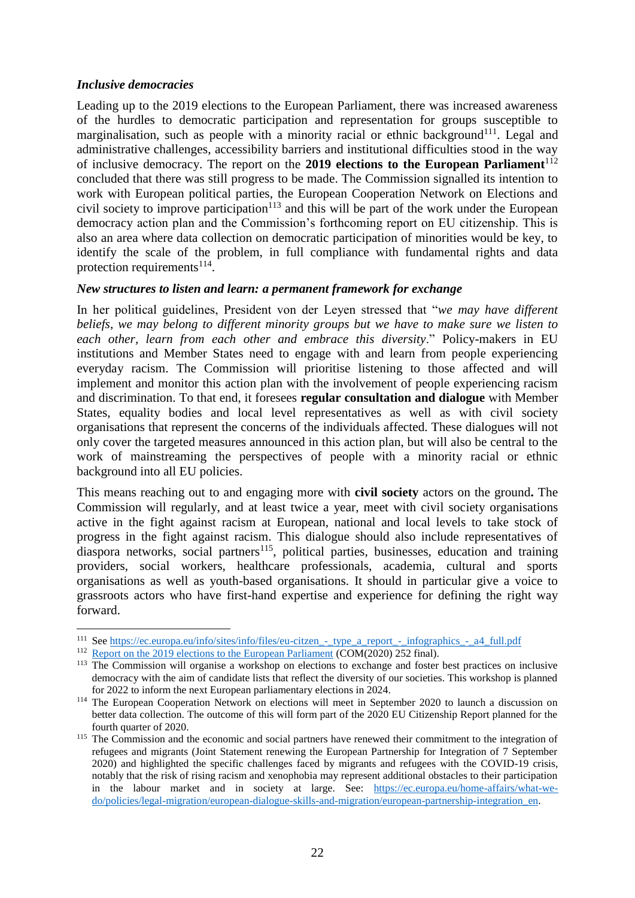***Inclusive democracies***

Leading up to the 2019 elections to the European Parliament, there was increased awareness of the hurdles to democratic participation and representation for groups susceptible to marginalisation, such as people with a minority racial or ethnic background[111]. Legal and administrative challenges, accessibility barriers and institutional difficulties stood in the way of inclusive democracy. The report on the **2019 elections to the European Parliament**[112] concluded that there was still progress to be made. The Commission signalled its intention to work with European political parties, the European Cooperation Network on Elections and civil society to improve participation[113] and this will be part of the work under the European democracy action plan and the Commission's forthcoming report on EU citizenship. This is also an area where data collection on democratic participation of minorities would be key, to identify the scale of the problem, in full compliance with fundamental rights and data protection requirements[114].

***New structures to listen and learn: a permanent framework for exchange***

In her political guidelines, President von der Leyen stressed that "*we may have different beliefs, we may belong to different minority groups but we have to make sure we listen to each other, learn from each other and embrace this diversity*." Policy-makers in EU institutions and Member States need to engage with and learn from people experiencing everyday racism. The Commission will prioritise listening to those affected and will implement and monitor this action plan with the involvement of people experiencing racism and discrimination. To that end, it foresees **regular consultation and dialogue** with Member States, equality bodies and local level representatives as well as with civil society organisations that represent the concerns of the individuals affected. These dialogues will not only cover the targeted measures announced in this action plan, but will also be central to the work of mainstreaming the perspectives of people with a minority racial or ethnic background into all EU policies.

This means reaching out to and engaging more with **civil society** actors on the ground**.** The Commission will regularly, and at least twice a year, meet with civil society organisations active in the fight against racism at European, national and local levels to take stock of progress in the fight against racism. This dialogue should also include representatives of diaspora networks, social partners[115], political parties, businesses, education and training providers, social workers, healthcare professionals, academia, cultural and sports organisations as well as youth-based organisations. It should in particular give a voice to grassroots actors who have first-hand expertise and experience for defining the right way forward.

---

[111] See https://ec.europa.eu/info/sites/info/files/eu-citzen_-_type_a_report_-_infographics_-_a4_full.pdf

[112] Report on the 2019 elections to the European Parliament (COM(2020) 252 final).

[113] The Commission will organise a workshop on elections to exchange and foster best practices on inclusive democracy with the aim of candidate lists that reflect the diversity of our societies. This workshop is planned for 2022 to inform the next European parliamentary elections in 2024.

[114] The European Cooperation Network on elections will meet in September 2020 to launch a discussion on better data collection. The outcome of this will form part of the 2020 EU Citizenship Report planned for the fourth quarter of 2020.

[115] The Commission and the economic and social partners have renewed their commitment to the integration of refugees and migrants (Joint Statement renewing the European Partnership for Integration of 7 September 2020) and highlighted the specific challenges faced by migrants and refugees with the COVID-19 crisis, notably that the risk of rising racism and xenophobia may represent additional obstacles to their participation in the labour market and in society at large. See: https://ec.europa.eu/home-affairs/what-we-do/policies/legal-migration/european-dialogue-skills-and-migration/european-partnership-integration_en.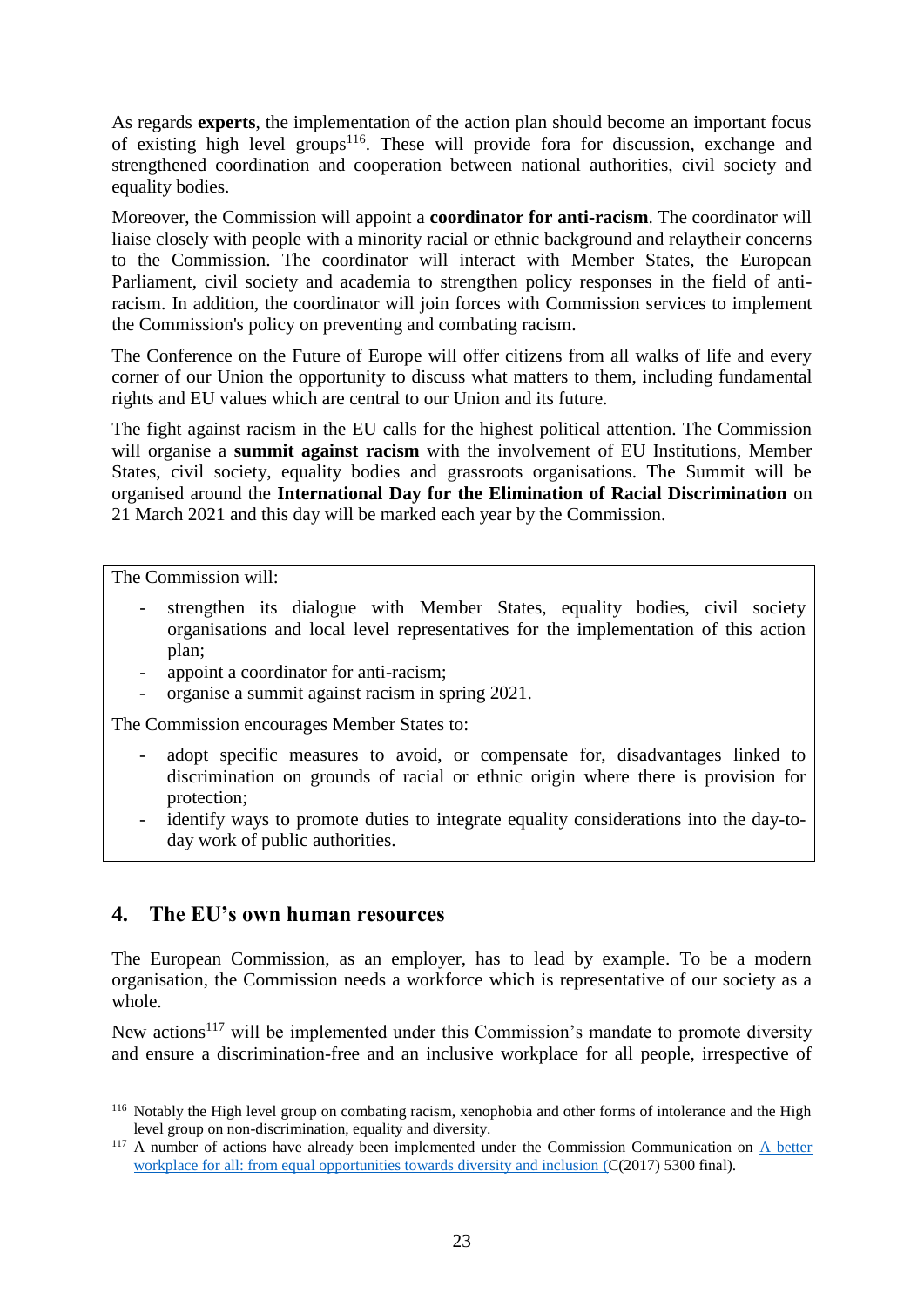As regards **experts**, the implementation of the action plan should become an important focus of existing high level groups[116]. These will provide fora for discussion, exchange and strengthened coordination and cooperation between national authorities, civil society and equality bodies.

Moreover, the Commission will appoint a **coordinator for anti-racism**. The coordinator will liaise closely with people with a minority racial or ethnic background and relaytheir concerns to the Commission. The coordinator will interact with Member States, the European Parliament, civil society and academia to strengthen policy responses in the field of anti-racism. In addition, the coordinator will join forces with Commission services to implement the Commission's policy on preventing and combating racism.

The Conference on the Future of Europe will offer citizens from all walks of life and every corner of our Union the opportunity to discuss what matters to them, including fundamental rights and EU values which are central to our Union and its future.

The fight against racism in the EU calls for the highest political attention. The Commission will organise a **summit against racism** with the involvement of EU Institutions, Member States, civil society, equality bodies and grassroots organisations. The Summit will be organised around the **International Day for the Elimination of Racial Discrimination** on 21 March 2021 and this day will be marked each year by the Commission.

The Commission will:

- strengthen its dialogue with Member States, equality bodies, civil society organisations and local level representatives for the implementation of this action plan;
- appoint a coordinator for anti-racism;
- organise a summit against racism in spring 2021.

The Commission encourages Member States to:

- adopt specific measures to avoid, or compensate for, disadvantages linked to discrimination on grounds of racial or ethnic origin where there is provision for protection;
- identify ways to promote duties to integrate equality considerations into the day-to-day work of public authorities.

## 4. The EU's own human resources

The European Commission, as an employer, has to lead by example. To be a modern organisation, the Commission needs a workforce which is representative of our society as a whole.

New actions[117] will be implemented under this Commission's mandate to promote diversity and ensure a discrimination-free and an inclusive workplace for all people, irrespective of

---

[116] Notably the High level group on combating racism, xenophobia and other forms of intolerance and the High level group on non-discrimination, equality and diversity.

[117] A number of actions have already been implemented under the Commission Communication on A better workplace for all: from equal opportunities towards diversity and inclusion (C(2017) 5300 final).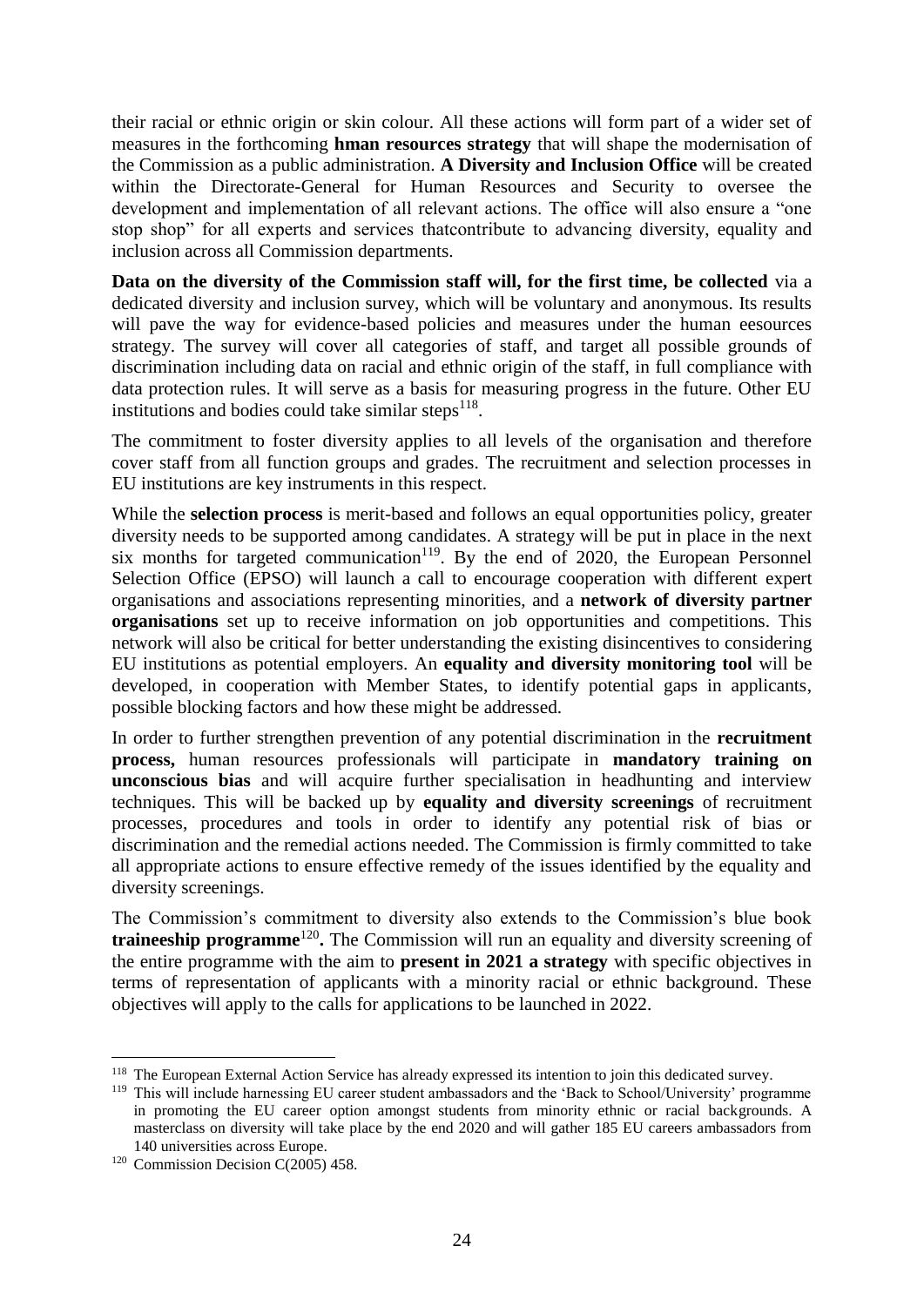their racial or ethnic origin or skin colour. All these actions will form part of a wider set of measures in the forthcoming **hman resources strategy** that will shape the modernisation of the Commission as a public administration. **A Diversity and Inclusion Office** will be created within the Directorate-General for Human Resources and Security to oversee the development and implementation of all relevant actions. The office will also ensure a "one stop shop" for all experts and services thatcontribute to advancing diversity, equality and inclusion across all Commission departments.

**Data on the diversity of the Commission staff will, for the first time, be collected** via a dedicated diversity and inclusion survey, which will be voluntary and anonymous. Its results will pave the way for evidence-based policies and measures under the human eesources strategy. The survey will cover all categories of staff, and target all possible grounds of discrimination including data on racial and ethnic origin of the staff, in full compliance with data protection rules. It will serve as a basis for measuring progress in the future. Other EU institutions and bodies could take similar steps[118].

The commitment to foster diversity applies to all levels of the organisation and therefore cover staff from all function groups and grades. The recruitment and selection processes in EU institutions are key instruments in this respect.

While the **selection process** is merit-based and follows an equal opportunities policy, greater diversity needs to be supported among candidates. A strategy will be put in place in the next six months for targeted communication[119]. By the end of 2020, the European Personnel Selection Office (EPSO) will launch a call to encourage cooperation with different expert organisations and associations representing minorities, and a **network of diversity partner organisations** set up to receive information on job opportunities and competitions. This network will also be critical for better understanding the existing disincentives to considering EU institutions as potential employers. An **equality and diversity monitoring tool** will be developed, in cooperation with Member States, to identify potential gaps in applicants, possible blocking factors and how these might be addressed.

In order to further strengthen prevention of any potential discrimination in the **recruitment process,** human resources professionals will participate in **mandatory training on unconscious bias** and will acquire further specialisation in headhunting and interview techniques. This will be backed up by **equality and diversity screenings** of recruitment processes, procedures and tools in order to identify any potential risk of bias or discrimination and the remedial actions needed. The Commission is firmly committed to take all appropriate actions to ensure effective remedy of the issues identified by the equality and diversity screenings.

The Commission's commitment to diversity also extends to the Commission's blue book **traineeship programme**[120]**.** The Commission will run an equality and diversity screening of the entire programme with the aim to **present in 2021 a strategy** with specific objectives in terms of representation of applicants with a minority racial or ethnic background. These objectives will apply to the calls for applications to be launched in 2022.

---

[118] The European External Action Service has already expressed its intention to join this dedicated survey.

[119] This will include harnessing EU career student ambassadors and the 'Back to School/University' programme in promoting the EU career option amongst students from minority ethnic or racial backgrounds. A masterclass on diversity will take place by the end 2020 and will gather 185 EU careers ambassadors from 140 universities across Europe.

[120] Commission Decision C(2005) 458.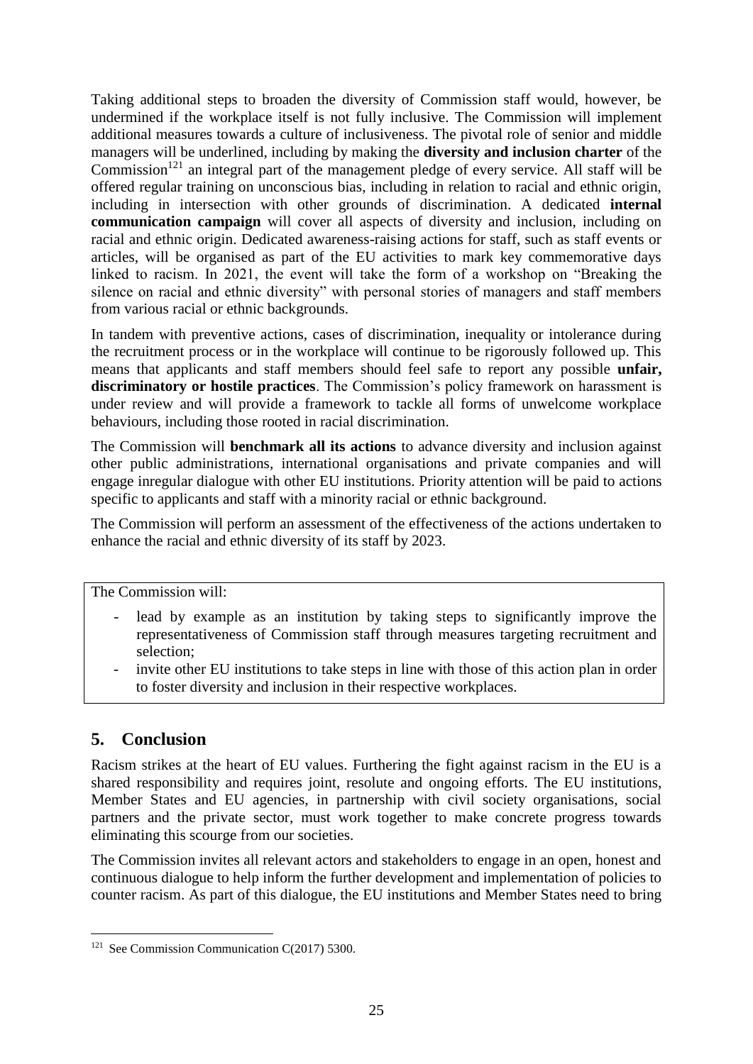Taking additional steps to broaden the diversity of Commission staff would, however, be undermined if the workplace itself is not fully inclusive. The Commission will implement additional measures towards a culture of inclusiveness. The pivotal role of senior and middle managers will be underlined, including by making the **diversity and inclusion charter** of the Commission[121] an integral part of the management pledge of every service. All staff will be offered regular training on unconscious bias, including in relation to racial and ethnic origin, including in intersection with other grounds of discrimination. A dedicated **internal communication campaign** will cover all aspects of diversity and inclusion, including on racial and ethnic origin. Dedicated awareness-raising actions for staff, such as staff events or articles, will be organised as part of the EU activities to mark key commemorative days linked to racism. In 2021, the event will take the form of a workshop on "Breaking the silence on racial and ethnic diversity" with personal stories of managers and staff members from various racial or ethnic backgrounds.

In tandem with preventive actions, cases of discrimination, inequality or intolerance during the recruitment process or in the workplace will continue to be rigorously followed up. This means that applicants and staff members should feel safe to report any possible **unfair, discriminatory or hostile practices**. The Commission's policy framework on harassment is under review and will provide a framework to tackle all forms of unwelcome workplace behaviours, including those rooted in racial discrimination.

The Commission will **benchmark all its actions** to advance diversity and inclusion against other public administrations, international organisations and private companies and will engage inregular dialogue with other EU institutions. Priority attention will be paid to actions specific to applicants and staff with a minority racial or ethnic background.

The Commission will perform an assessment of the effectiveness of the actions undertaken to enhance the racial and ethnic diversity of its staff by 2023.

The Commission will:

- lead by example as an institution by taking steps to significantly improve the representativeness of Commission staff through measures targeting recruitment and selection;
- invite other EU institutions to take steps in line with those of this action plan in order to foster diversity and inclusion in their respective workplaces.

## 5. Conclusion

Racism strikes at the heart of EU values. Furthering the fight against racism in the EU is a shared responsibility and requires joint, resolute and ongoing efforts. The EU institutions, Member States and EU agencies, in partnership with civil society organisations, social partners and the private sector, must work together to make concrete progress towards eliminating this scourge from our societies.

The Commission invites all relevant actors and stakeholders to engage in an open, honest and continuous dialogue to help inform the further development and implementation of policies to counter racism. As part of this dialogue, the EU institutions and Member States need to bring

[121] See Commission Communication C(2017) 5300.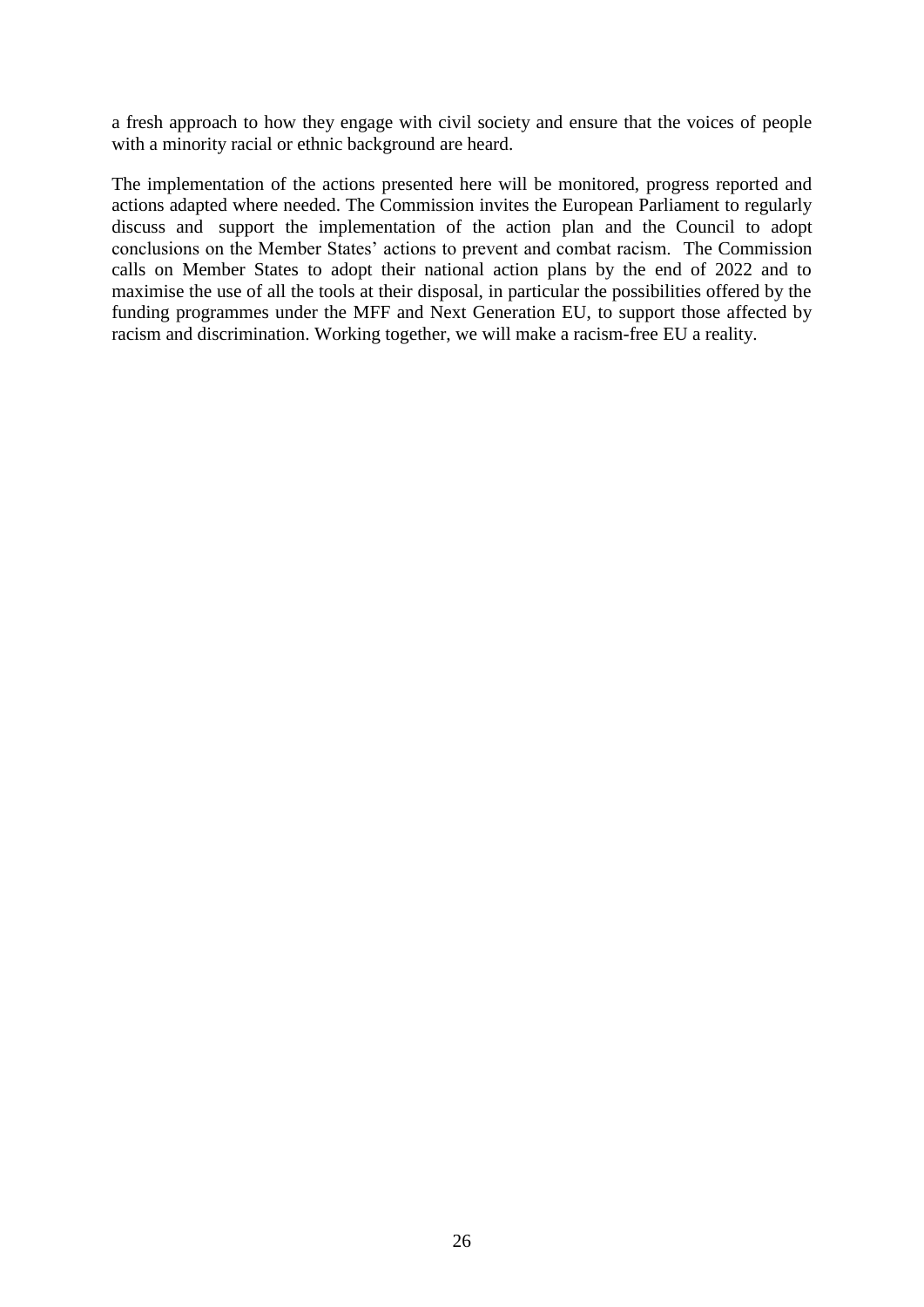a fresh approach to how they engage with civil society and ensure that the voices of people with a minority racial or ethnic background are heard.

The implementation of the actions presented here will be monitored, progress reported and actions adapted where needed. The Commission invites the European Parliament to regularly discuss and support the implementation of the action plan and the Council to adopt conclusions on the Member States' actions to prevent and combat racism. The Commission calls on Member States to adopt their national action plans by the end of 2022 and to maximise the use of all the tools at their disposal, in particular the possibilities offered by the funding programmes under the MFF and Next Generation EU, to support those affected by racism and discrimination. Working together, we will make a racism-free EU a reality.